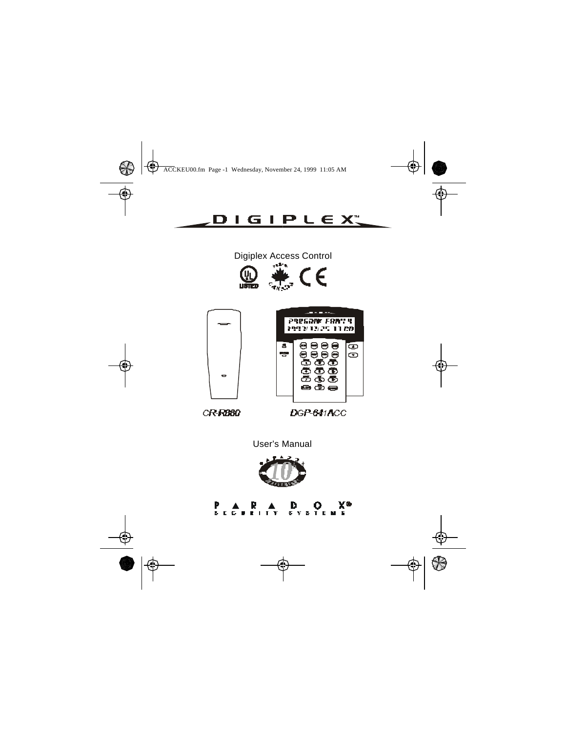# DIGIPLEX™

Digiplex Access Control

CR-R880

DGP-641ACC

User's Manual

PARADOX® SECURITY SYSTEMS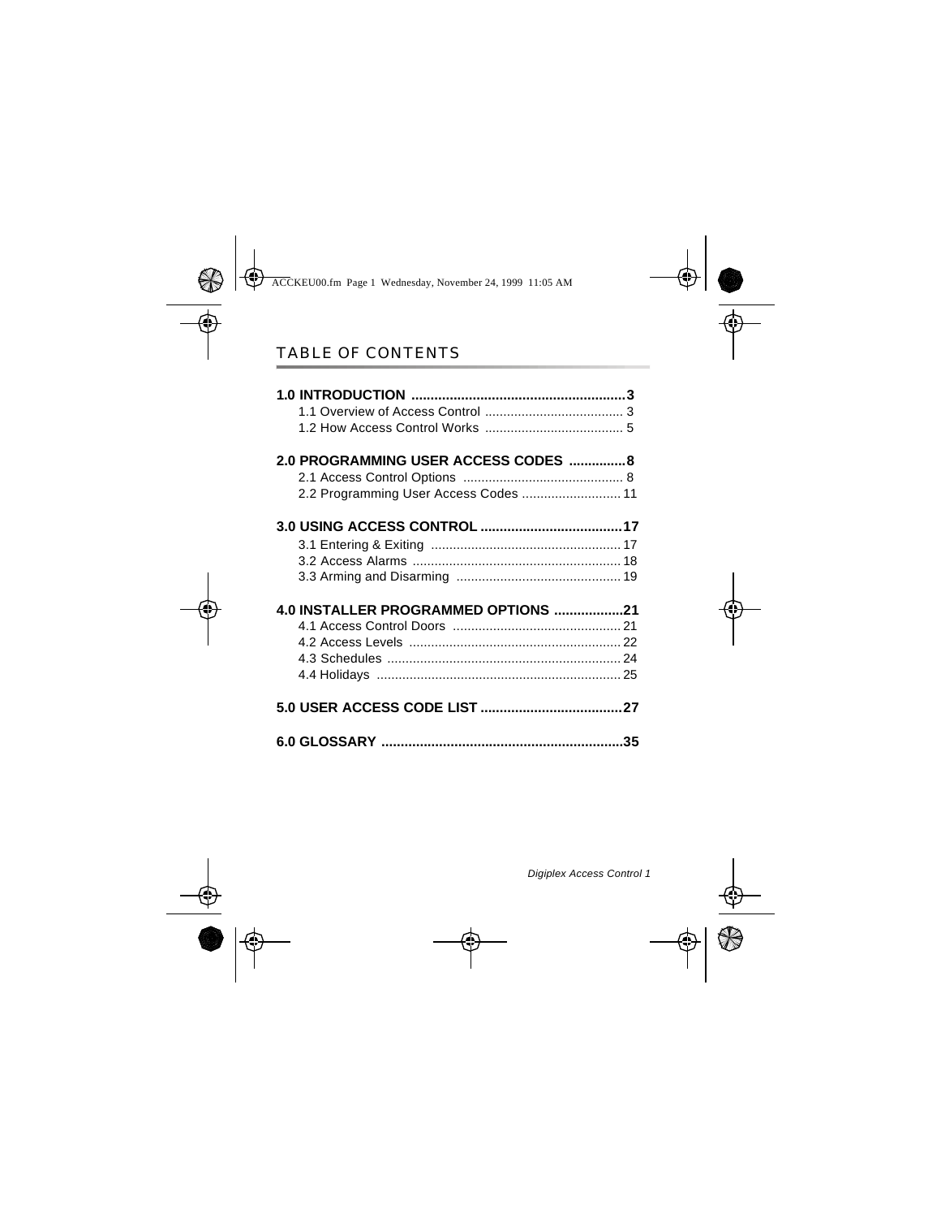# TABLE OF CONTENTS

**1.0 INTRODUCTION ........................................................3**

1.1 Overview of Access Control ...................................... 3

1.2 How Access Control Works ...................................... 5

**2.0 PROGRAMMING USER ACCESS CODES ...............8**

2.1 Access Control Options ............................................ 8

2.2 Programming User Access Codes ........................... 11

**3.0 USING ACCESS CONTROL .....................................17**

3.1 Entering & Exiting .................................................... 17

3.2 Access Alarms ......................................................... 18

3.3 Arming and Disarming ............................................. 19

**4.0 INSTALLER PROGRAMMED OPTIONS ..................21**

4.1 Access Control Doors .............................................. 21

4.2 Access Levels .......................................................... 22

4.3 Schedules ................................................................ 24

4.4 Holidays ................................................................... 25

**5.0 USER ACCESS CODE LIST .....................................27**

**6.0 GLOSSARY ...............................................................35**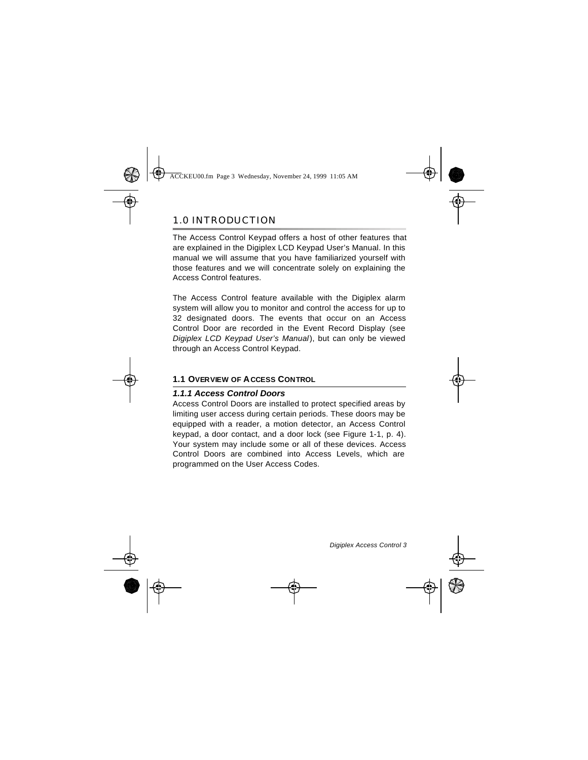# 1.0 INTRODUCTION

The Access Control Keypad offers a host of other features that are explained in the Digiplex LCD Keypad User's Manual. In this manual we will assume that you have familiarized yourself with those features and we will concentrate solely on explaining the Access Control features.

The Access Control feature available with the Digiplex alarm system will allow you to monitor and control the access for up to 32 designated doors. The events that occur on an Access Control Door are recorded in the Event Record Display (see *Digiplex LCD Keypad User's Manual*), but can only be viewed through an Access Control Keypad.

## 1.1 OVERVIEW OF ACCESS CONTROL

### *1.1.1 Access Control Doors*

Access Control Doors are installed to protect specified areas by limiting user access during certain periods. These doors may be equipped with a reader, a motion detector, an Access Control keypad, a door contact, and a door lock (see Figure 1-1, p. 4). Your system may include some or all of these devices. Access Control Doors are combined into Access Levels, which are programmed on the User Access Codes.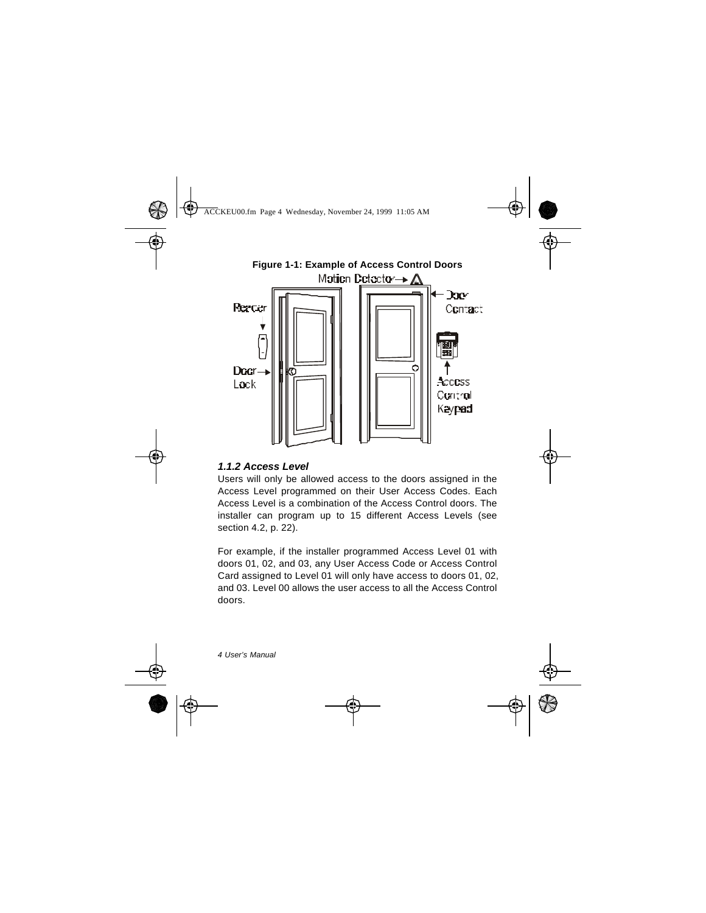**Figure 1-1: Example of Access Control Doors**

### *1.1.2 Access Level*

Users will only be allowed access to the doors assigned in the Access Level programmed on their User Access Codes. Each Access Level is a combination of the Access Control doors. The installer can program up to 15 different Access Levels (see section 4.2, p. 22).

For example, if the installer programmed Access Level 01 with doors 01, 02, and 03, any User Access Code or Access Control Card assigned to Level 01 will only have access to doors 01, 02, and 03. Level 00 allows the user access to all the Access Control doors.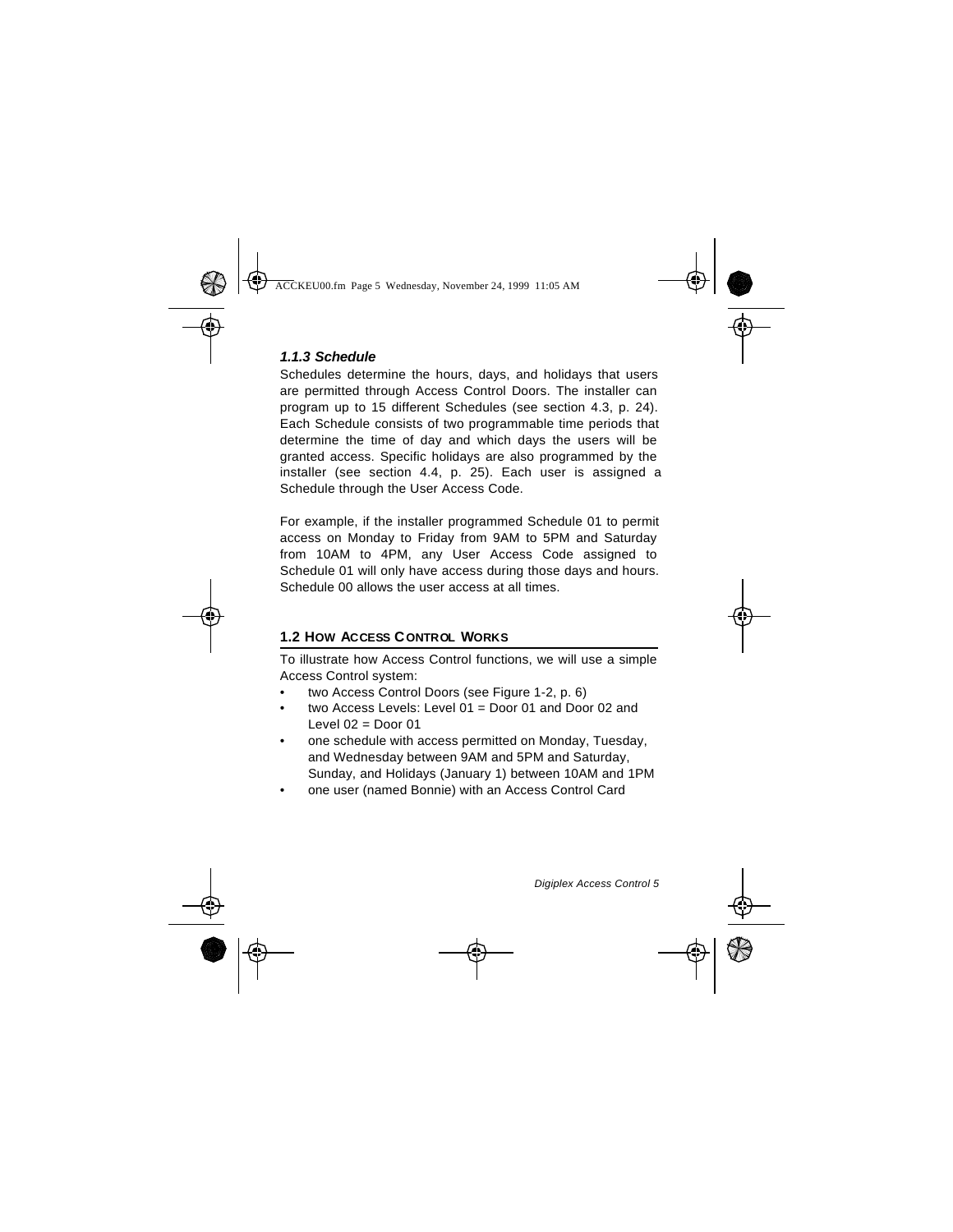### *1.1.3 Schedule*

Schedules determine the hours, days, and holidays that users are permitted through Access Control Doors. The installer can program up to 15 different Schedules (see section 4.3, p. 24). Each Schedule consists of two programmable time periods that determine the time of day and which days the users will be granted access. Specific holidays are also programmed by the installer (see section 4.4, p. 25). Each user is assigned a Schedule through the User Access Code.

For example, if the installer programmed Schedule 01 to permit access on Monday to Friday from 9AM to 5PM and Saturday from 10AM to 4PM, any User Access Code assigned to Schedule 01 will only have access during those days and hours. Schedule 00 allows the user access at all times.

## 1.2 How Access Control Works

To illustrate how Access Control functions, we will use a simple Access Control system:

- two Access Control Doors (see Figure 1-2, p. 6)
- two Access Levels: Level 01 = Door 01 and Door 02 and Level 02 = Door 01
- one schedule with access permitted on Monday, Tuesday, and Wednesday between 9AM and 5PM and Saturday, Sunday, and Holidays (January 1) between 10AM and 1PM
- one user (named Bonnie) with an Access Control Card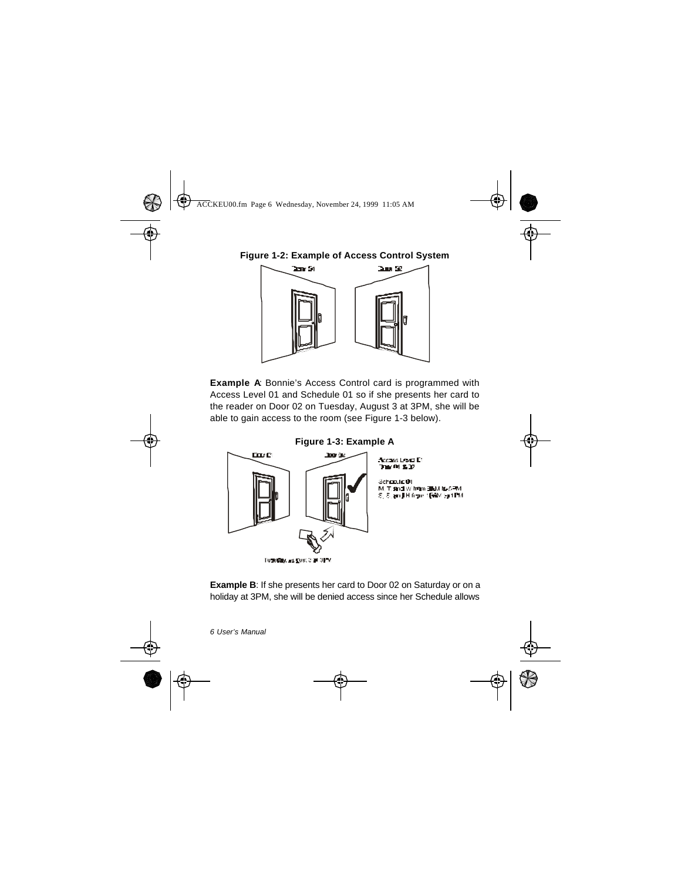**Figure 1-2: Example of Access Control System**

**Example A**: Bonnie's Access Control card is programmed with Access Level 01 and Schedule 01 so if she presents her card to the reader on Door 02 on Tuesday, August 3 at 3PM, she will be able to gain access to the room (see Figure 1-3 below).

**Figure 1-3: Example A**

**Example B**: If she presents her card to Door 02 on Saturday or on a holiday at 3PM, she will be denied access since her Schedule allows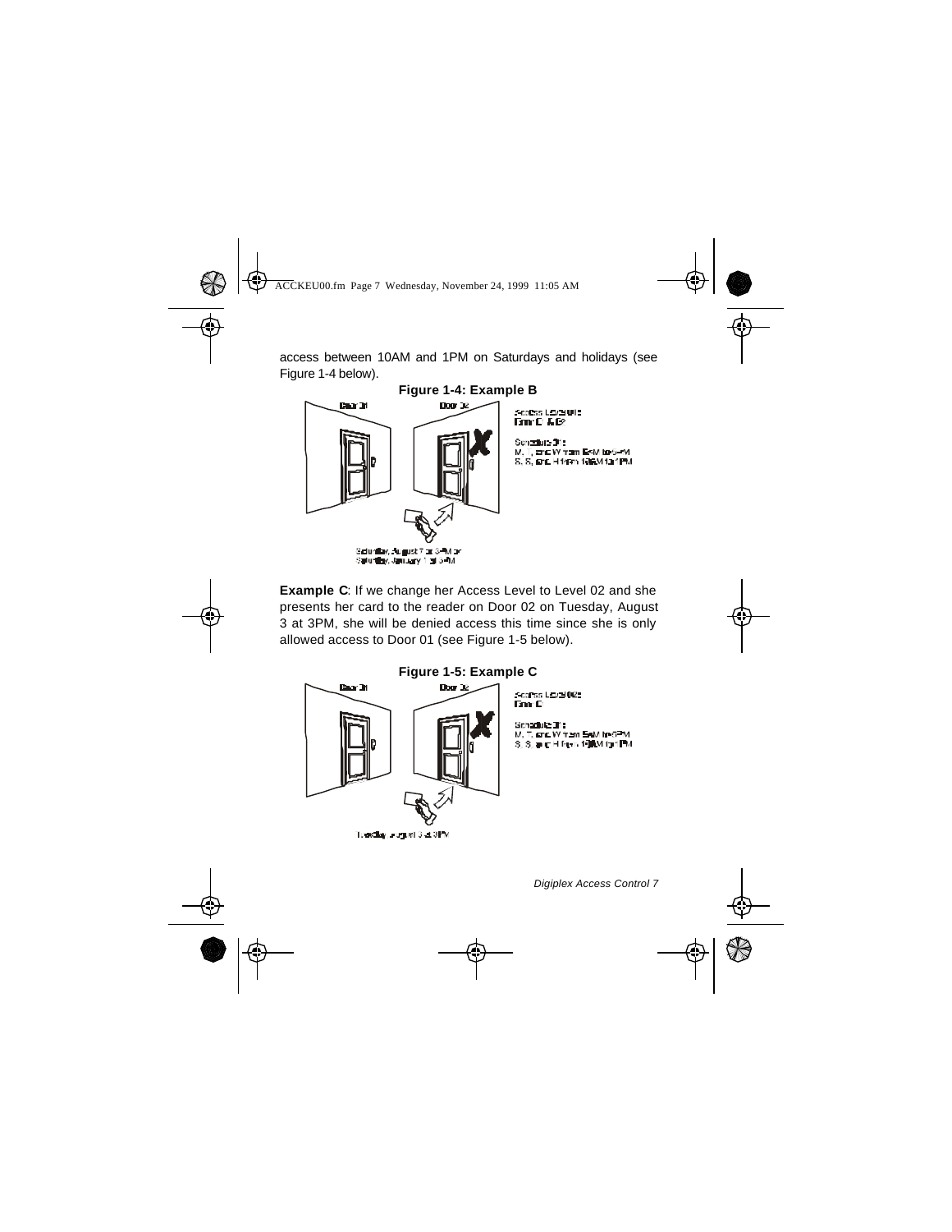access between 10AM and 1PM on Saturdays and holidays (see Figure 1-4 below).

**Figure 1-4: Example B**

**Example C**: If we change her Access Level to Level 02 and she presents her card to the reader on Door 02 on Tuesday, August 3 at 3PM, she will be denied access this time since she is only allowed access to Door 01 (see Figure 1-5 below).

**Figure 1-5: Example C**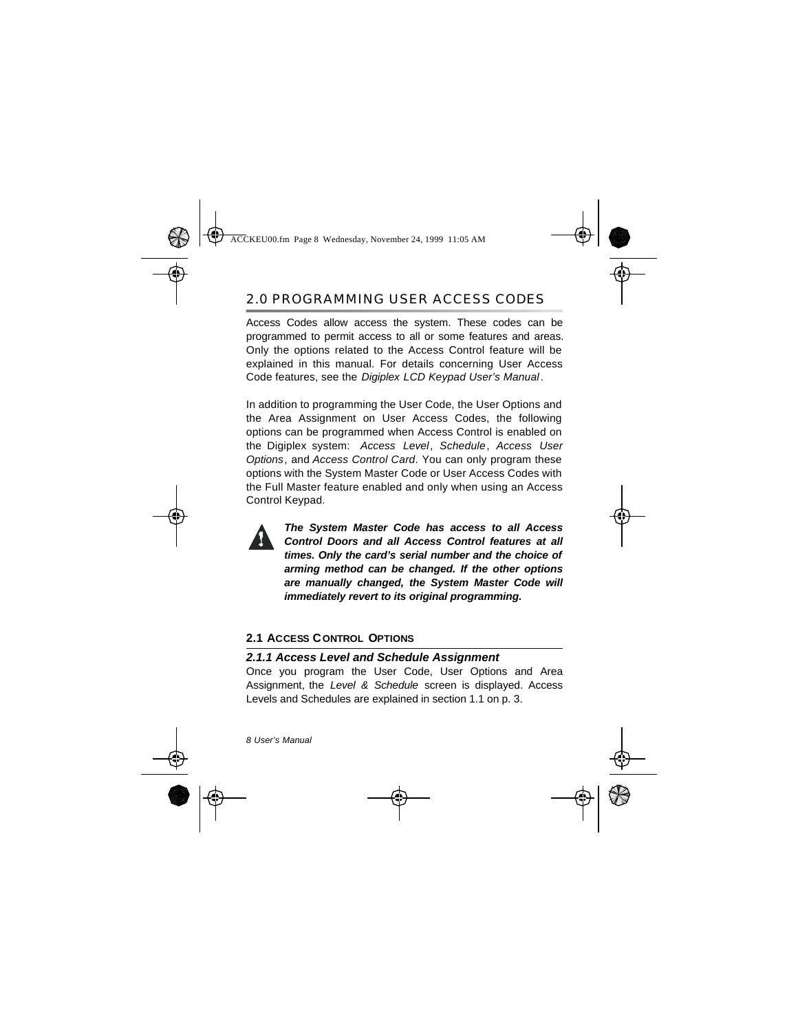## 2.0 PROGRAMMING USER ACCESS CODES

Access Codes allow access the system. These codes can be programmed to permit access to all or some features and areas. Only the options related to the Access Control feature will be explained in this manual. For details concerning User Access Code features, see the *Digiplex LCD Keypad User's Manual*.

In addition to programming the User Code, the User Options and the Area Assignment on User Access Codes, the following options can be programmed when Access Control is enabled on the Digiplex system: *Access Level*, *Schedule*, *Access User Options*, and *Access Control Card*. You can only program these options with the System Master Code or User Access Codes with the Full Master feature enabled and only when using an Access Control Keypad.

***The System Master Code has access to all Access Control Doors and all Access Control features at all times. Only the card's serial number and the choice of arming method can be changed. If the other options are manually changed, the System Master Code will immediately revert to its original programming.***

### 2.1 ACCESS CONTROL OPTIONS

#### *2.1.1 Access Level and Schedule Assignment*

Once you program the User Code, User Options and Area Assignment, the *Level & Schedule* screen is displayed. Access Levels and Schedules are explained in section 1.1 on p. 3.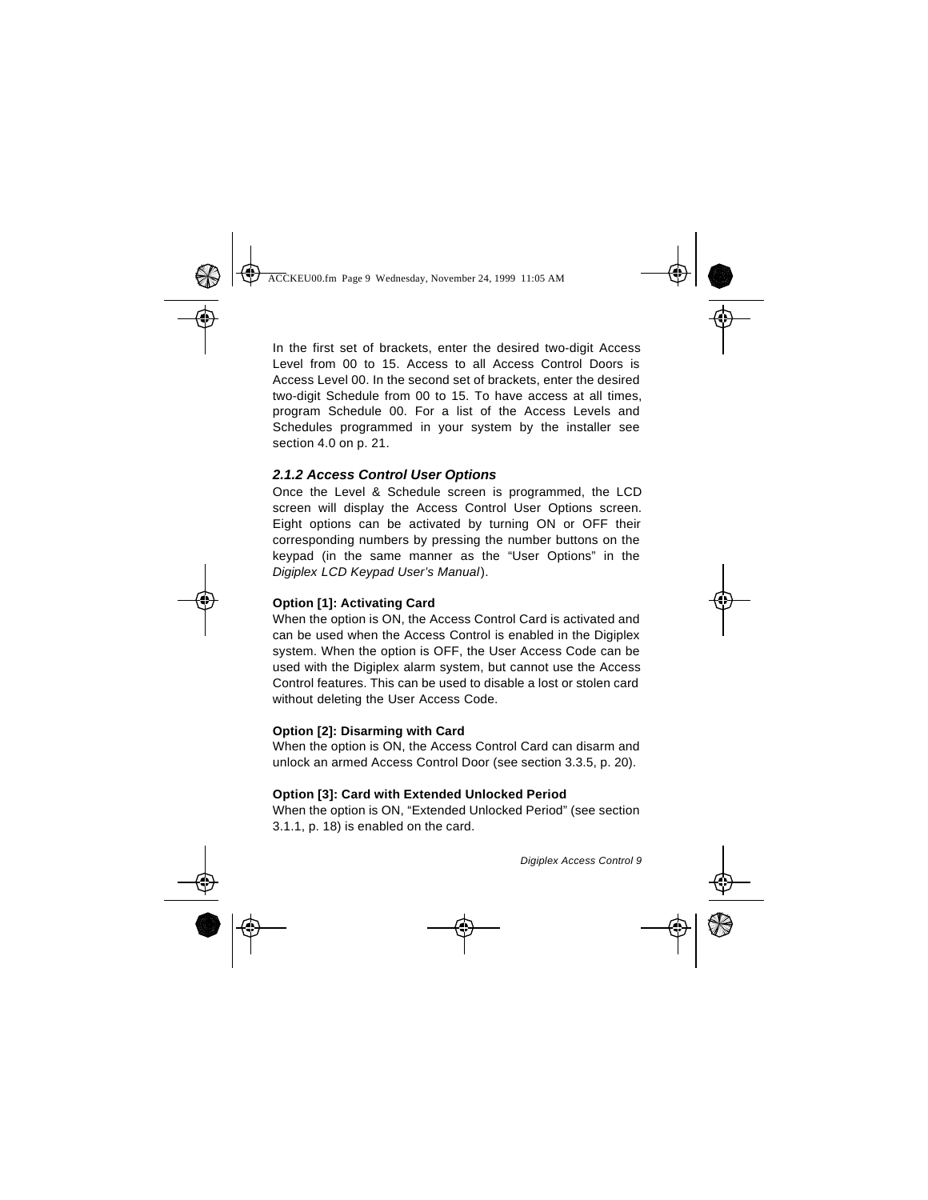In the first set of brackets, enter the desired two-digit Access Level from 00 to 15. Access to all Access Control Doors is Access Level 00. In the second set of brackets, enter the desired two-digit Schedule from 00 to 15. To have access at all times, program Schedule 00. For a list of the Access Levels and Schedules programmed in your system by the installer see section 4.0 on p. 21.

### *2.1.2 Access Control User Options*

Once the Level & Schedule screen is programmed, the LCD screen will display the Access Control User Options screen. Eight options can be activated by turning ON or OFF their corresponding numbers by pressing the number buttons on the keypad (in the same manner as the “User Options” in the *Digiplex LCD Keypad User’s Manual*).

**Option [1]: Activating Card**

When the option is ON, the Access Control Card is activated and can be used when the Access Control is enabled in the Digiplex system. When the option is OFF, the User Access Code can be used with the Digiplex alarm system, but cannot use the Access Control features. This can be used to disable a lost or stolen card without deleting the User Access Code.

**Option [2]: Disarming with Card**

When the option is ON, the Access Control Card can disarm and unlock an armed Access Control Door (see section 3.3.5, p. 20).

**Option [3]: Card with Extended Unlocked Period**

When the option is ON, “Extended Unlocked Period” (see section 3.1.1, p. 18) is enabled on the card.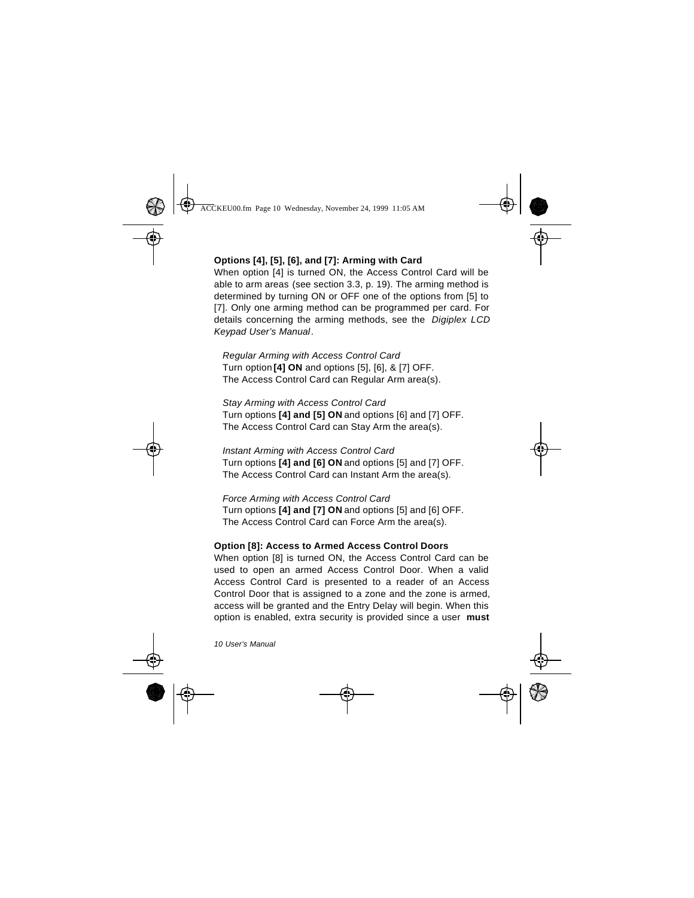**Options [4], [5], [6], and [7]: Arming with Card**

When option [4] is turned ON, the Access Control Card will be able to arm areas (see section 3.3, p. 19). The arming method is determined by turning ON or OFF one of the options from [5] to [7]. Only one arming method can be programmed per card. For details concerning the arming methods, see the *Digiplex LCD Keypad User's Manual*.

*Regular Arming with Access Control Card*
Turn option **[4] ON** and options [5], [6], & [7] OFF.
The Access Control Card can Regular Arm area(s).

*Stay Arming with Access Control Card*
Turn options **[4] and [5] ON** and options [6] and [7] OFF.
The Access Control Card can Stay Arm the area(s).

*Instant Arming with Access Control Card*
Turn options **[4] and [6] ON** and options [5] and [7] OFF.
The Access Control Card can Instant Arm the area(s).

*Force Arming with Access Control Card*
Turn options **[4] and [7] ON** and options [5] and [6] OFF.
The Access Control Card can Force Arm the area(s).

**Option [8]: Access to Armed Access Control Doors**

When option [8] is turned ON, the Access Control Card can be used to open an armed Access Control Door. When a valid Access Control Card is presented to a reader of an Access Control Door that is assigned to a zone and the zone is armed, access will be granted and the Entry Delay will begin. When this option is enabled, extra security is provided since a user **must**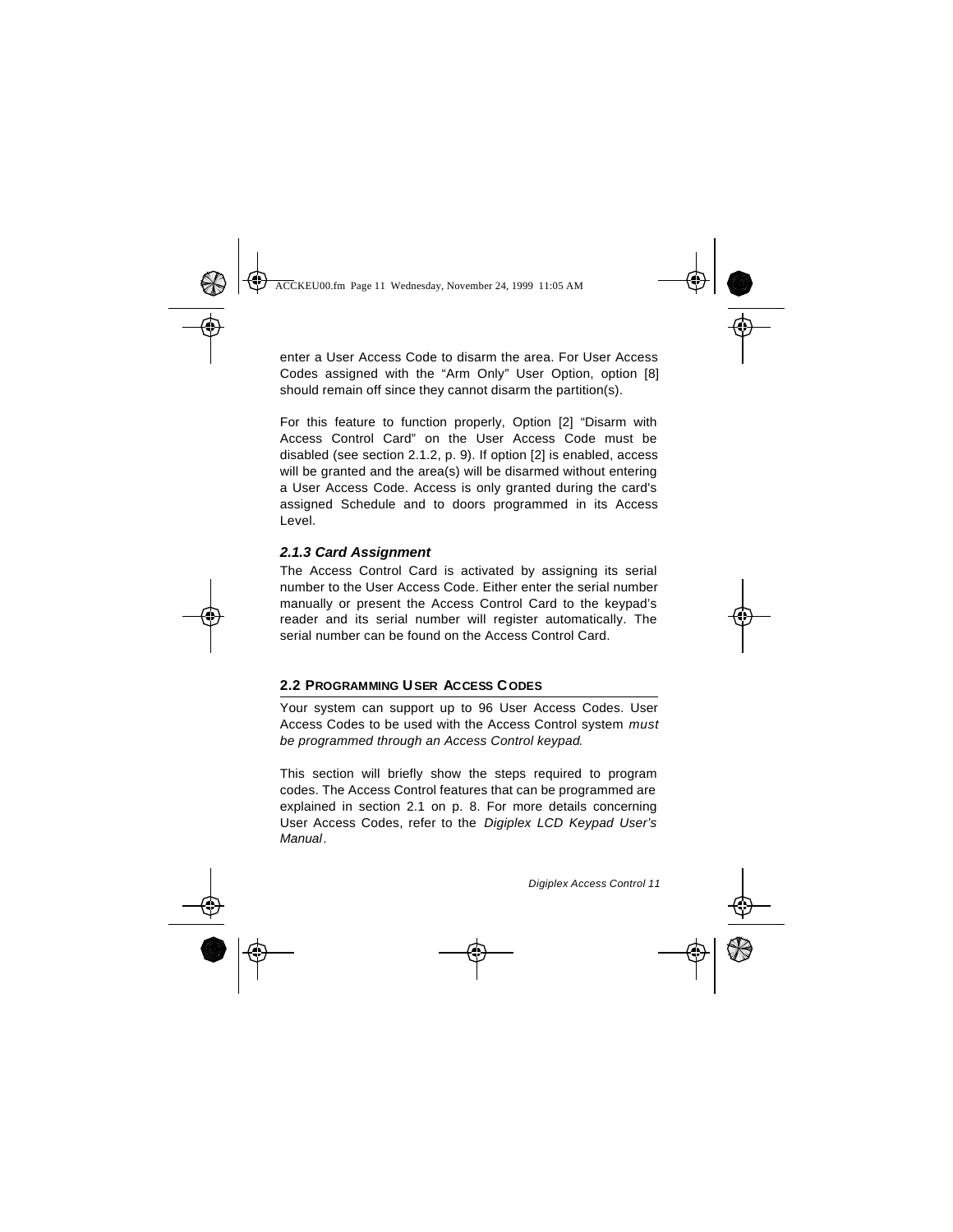enter a User Access Code to disarm the area. For User Access Codes assigned with the “Arm Only” User Option, option [8] should remain off since they cannot disarm the partition(s).

For this feature to function properly, Option [2] “Disarm with Access Control Card” on the User Access Code must be disabled (see section 2.1.2, p. 9). If option [2] is enabled, access will be granted and the area(s) will be disarmed without entering a User Access Code. Access is only granted during the card's assigned Schedule and to doors programmed in its Access Level.

### *2.1.3 Card Assignment*

The Access Control Card is activated by assigning its serial number to the User Access Code. Either enter the serial number manually or present the Access Control Card to the keypad's reader and its serial number will register automatically. The serial number can be found on the Access Control Card.

## 2.2 PROGRAMMING USER ACCESS CODES

Your system can support up to 96 User Access Codes. User Access Codes to be used with the Access Control system *must be programmed through an Access Control keypad*.

This section will briefly show the steps required to program codes. The Access Control features that can be programmed are explained in section 2.1 on p. 8. For more details concerning User Access Codes, refer to the *Digiplex LCD Keypad User's Manual*.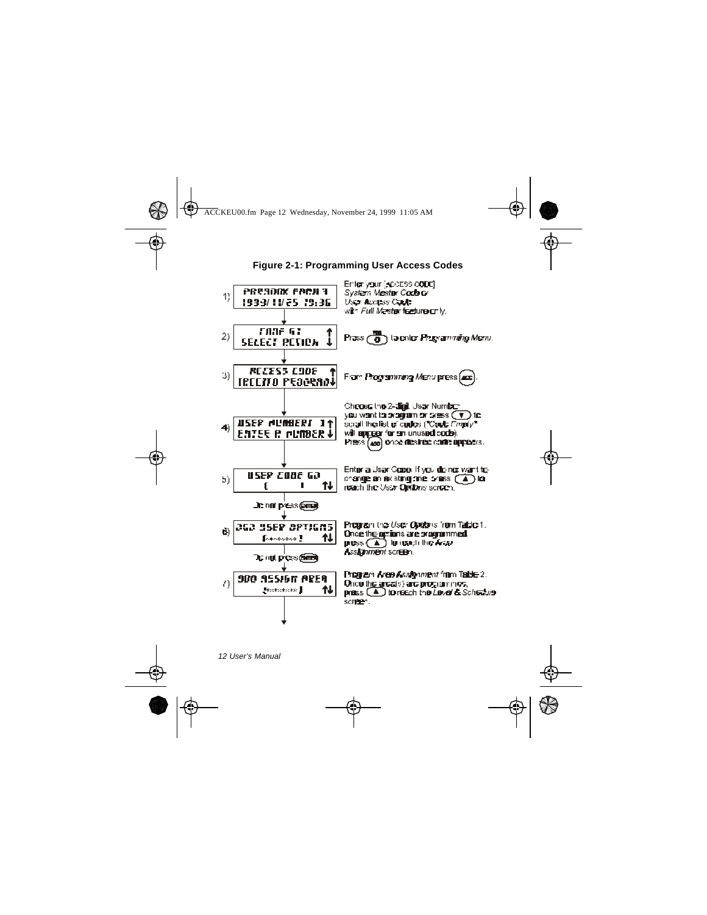**Figure 2-1: Programming User Access Codes**

1) PARADOX PANEL / 1999/11/25 19:36

Enter your [ACCESS CODE] *System Master Code* or *User Access Code* with *Full Master* feature only.

2) PANEL 01 / SELECT ACTION

Press [0] to enter *Programming Menu*.

3) ACCESS CODE / [ACC]TO PROGRAM

From *Programming Menu* press [ACC].

4) USER NUMBER[ ] / ENTER A NUMBER

Choose the 2-digit User Number you want to program or press [▼] to scroll the list of codes ("*Code Empty*" will appear for an unused code). Press [ACC] once desired code appears.

5) USER CODE 02 / [ ]

Enter a User Code. If you do not want to change an existing one, press [▲] to reach the *User Options* screen.

Do not press [ENTER]

6) 002 USER OPTIONS / [--------]

Program the *User Options* from Table 1. Once the options are programmed press [▲] to reach the *Area Assignment* screen.

Do not press [ENTER]

7) 000 ASSIGN AREA / [--------]

Program *Area Assignment* from Table 2. Once the area(s) are programmed, press [▲] to reach the *Level & Schedule* screen.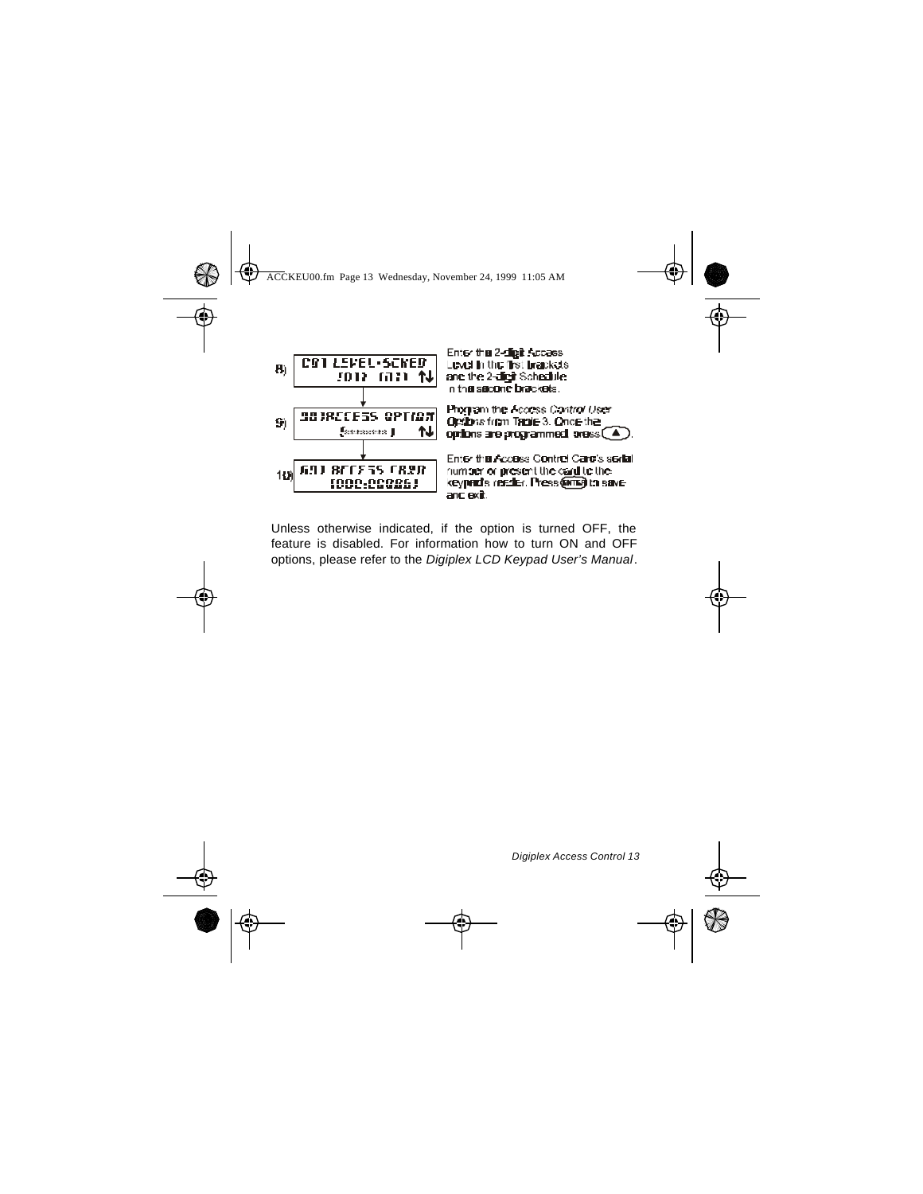8) CA1 LEVEL-SCHED
[01] [01] ↑↓

Enter the 2-digit Access Level in the first brackets and the 2-digit Schedule in the second brackets.

9) 98)ACCESS OPTION
[........] ↑↓

Program the Access Control User Options from Table 3. Once the options are programmed, press [▲].

10) A01 ACCESS CARD
[000:00000]

Enter the Access Control Card's serial number or present the card to the keypad's reader. Press [ENTER] to save and exit.

Unless otherwise indicated, if the option is turned OFF, the feature is disabled. For information how to turn ON and OFF options, please refer to the *Digiplex LCD Keypad User's Manual*.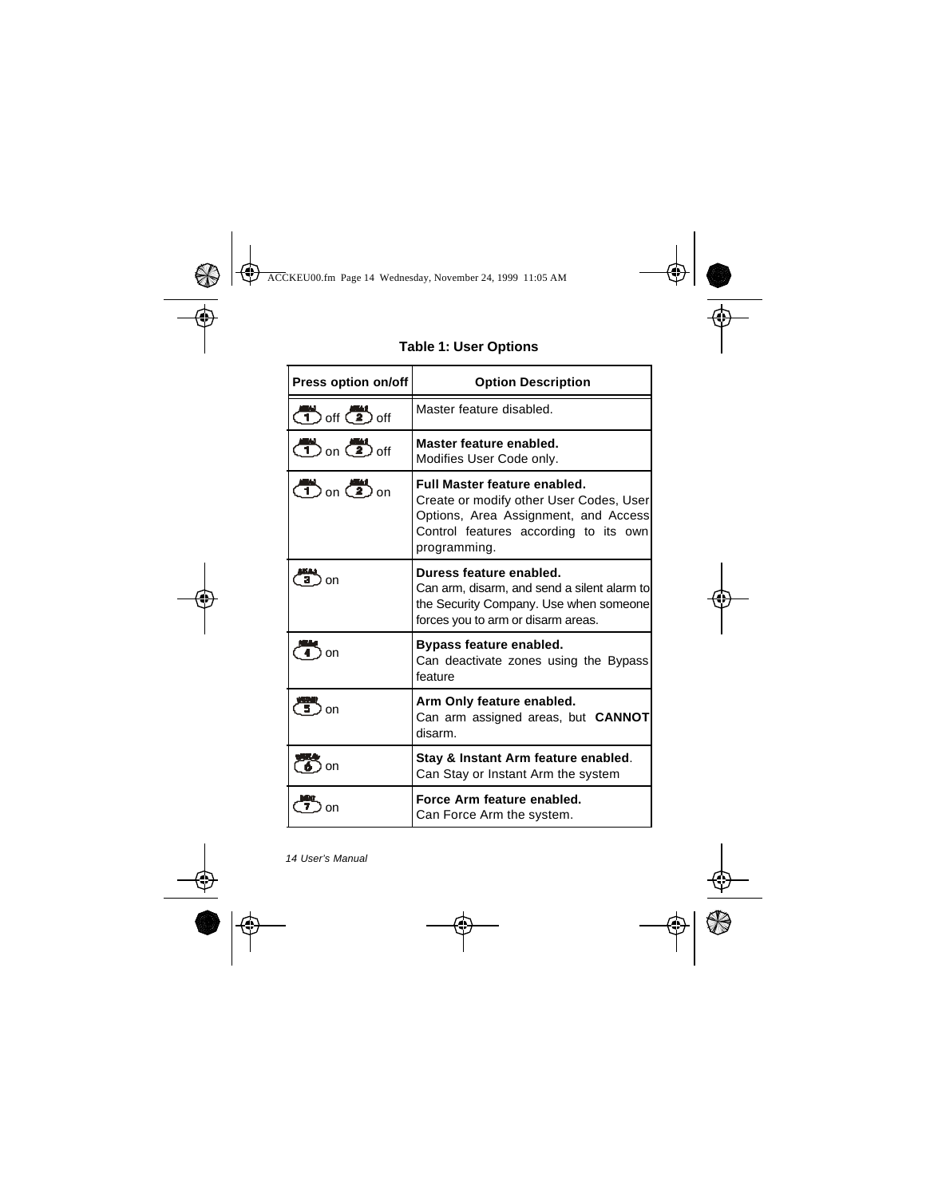**Table 1: User Options**

| Press option on/off | Option Description |
|---|---|
| 1 off 2 off | Master feature disabled. |
| 1 on 2 off | **Master feature enabled.** Modifies User Code only. |
| 1 on 2 on | **Full Master feature enabled.** Create or modify other User Codes, User Options, Area Assignment, and Access Control features according to its own programming. |
| 3 on | **Duress feature enabled.** Can arm, disarm, and send a silent alarm to the Security Company. Use when someone forces you to arm or disarm areas. |
| 4 on | **Bypass feature enabled.** Can deactivate zones using the Bypass feature |
| 5 on | **Arm Only feature enabled.** Can arm assigned areas, but **CANNOT** disarm. |
| 6 on | **Stay & Instant Arm feature enabled**. Can Stay or Instant Arm the system |
| 7 on | **Force Arm feature enabled.** Can Force Arm the system. |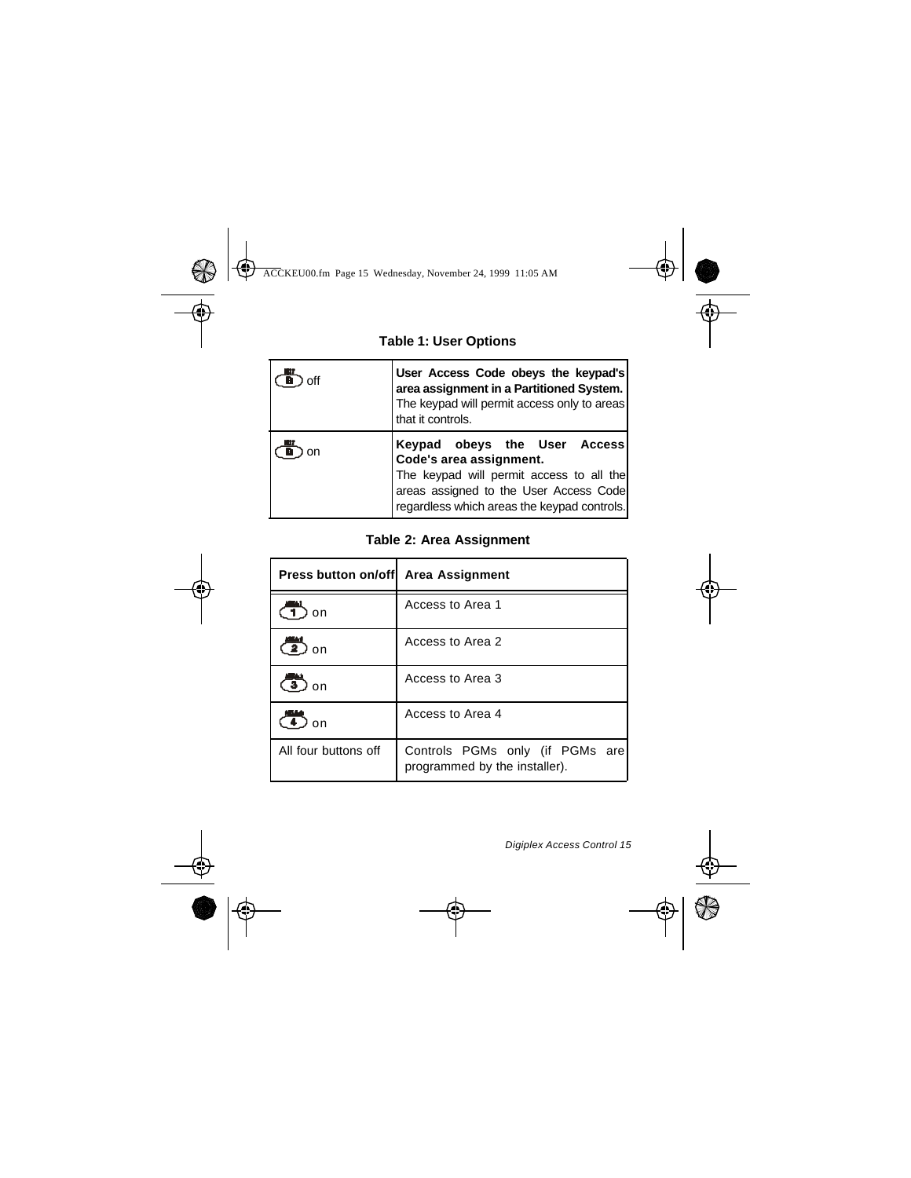**Table 1: User Options**

| | |
|---|---|
| [8] off | **User Access Code obeys the keypad's area assignment in a Partitioned System.** The keypad will permit access only to areas that it controls. |
| [8] on | **Keypad obeys the User Access Code's area assignment.** The keypad will permit access to all the areas assigned to the User Access Code regardless which areas the keypad controls. |

**Table 2: Area Assignment**

| Press button on/off | Area Assignment |
|---|---|
| [1] on | Access to Area 1 |
| [2] on | Access to Area 2 |
| [3] on | Access to Area 3 |
| [4] on | Access to Area 4 |
| All four buttons off | Controls PGMs only (if PGMs are programmed by the installer). |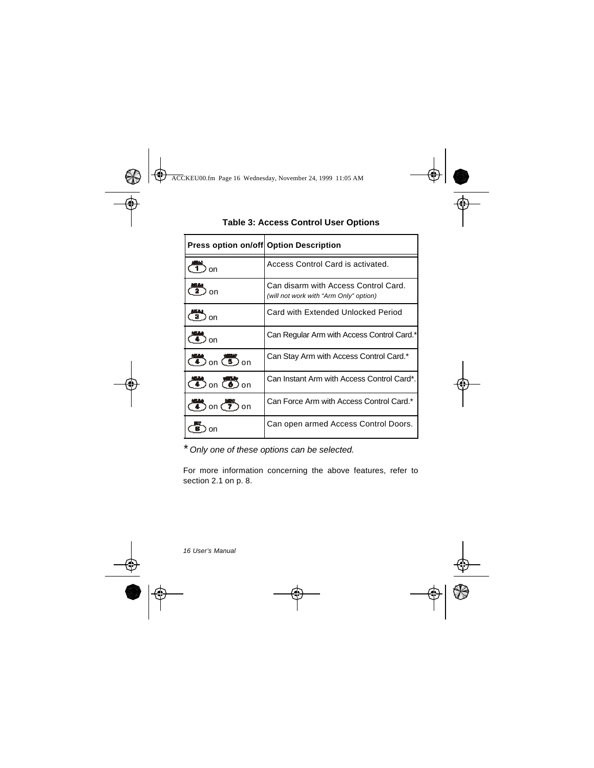**Table 3: Access Control User Options**

| Press option on/off | Option Description |
|---|---|
| [1] on | Access Control Card is activated. |
| [2] on | Can disarm with Access Control Card. *(will not work with “Arm Only” option)* |
| [3] on | Card with Extended Unlocked Period |
| [4] on | Can Regular Arm with Access Control Card.* |
| [4] on [5] on | Can Stay Arm with Access Control Card.* |
| [4] on [6] on | Can Instant Arm with Access Control Card*. |
| [4] on [7] on | Can Force Arm with Access Control Card.* |
| [8] on | Can open armed Access Control Doors. |

* *Only one of these options can be selected.*

For more information concerning the above features, refer to section 2.1 on p. 8.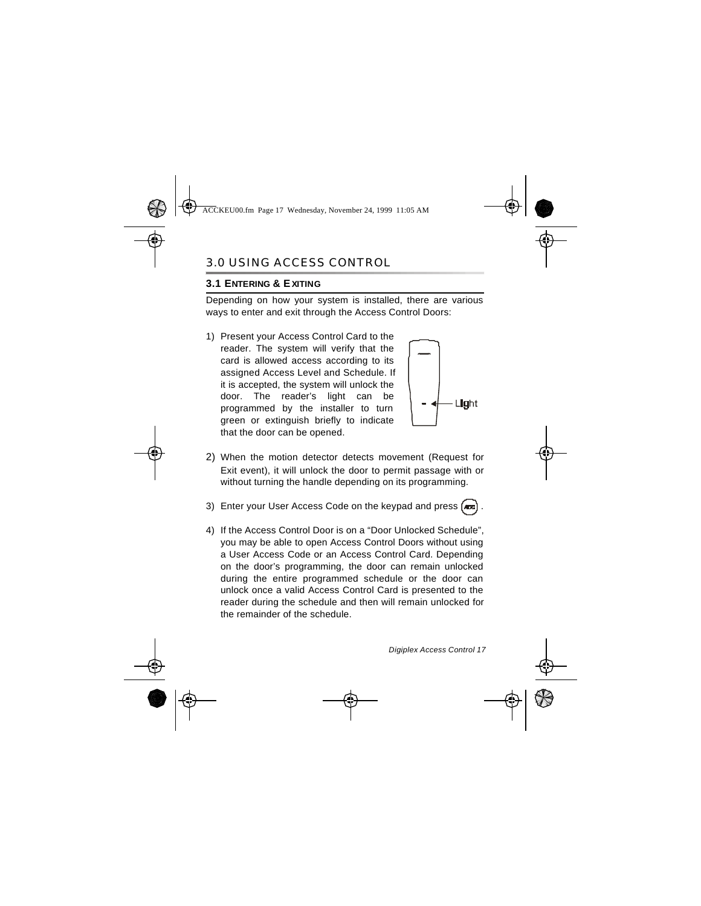# 3.0 USING ACCESS CONTROL

## 3.1 ENTERING & EXITING

Depending on how your system is installed, there are various ways to enter and exit through the Access Control Doors:

1) Present your Access Control Card to the reader. The system will verify that the card is allowed access according to its assigned Access Level and Schedule. If it is accepted, the system will unlock the door. The reader's light can be programmed by the installer to turn green or extinguish briefly to indicate that the door can be opened.

   Light

2) When the motion detector detects movement (Request for Exit event), it will unlock the door to permit passage with or without turning the handle depending on its programming.

3) Enter your User Access Code on the keypad and press [ACC].

4) If the Access Control Door is on a "Door Unlocked Schedule", you may be able to open Access Control Doors without using a User Access Code or an Access Control Card. Depending on the door's programming, the door can remain unlocked during the entire programmed schedule or the door can unlock once a valid Access Control Card is presented to the reader during the schedule and then will remain unlocked for the remainder of the schedule.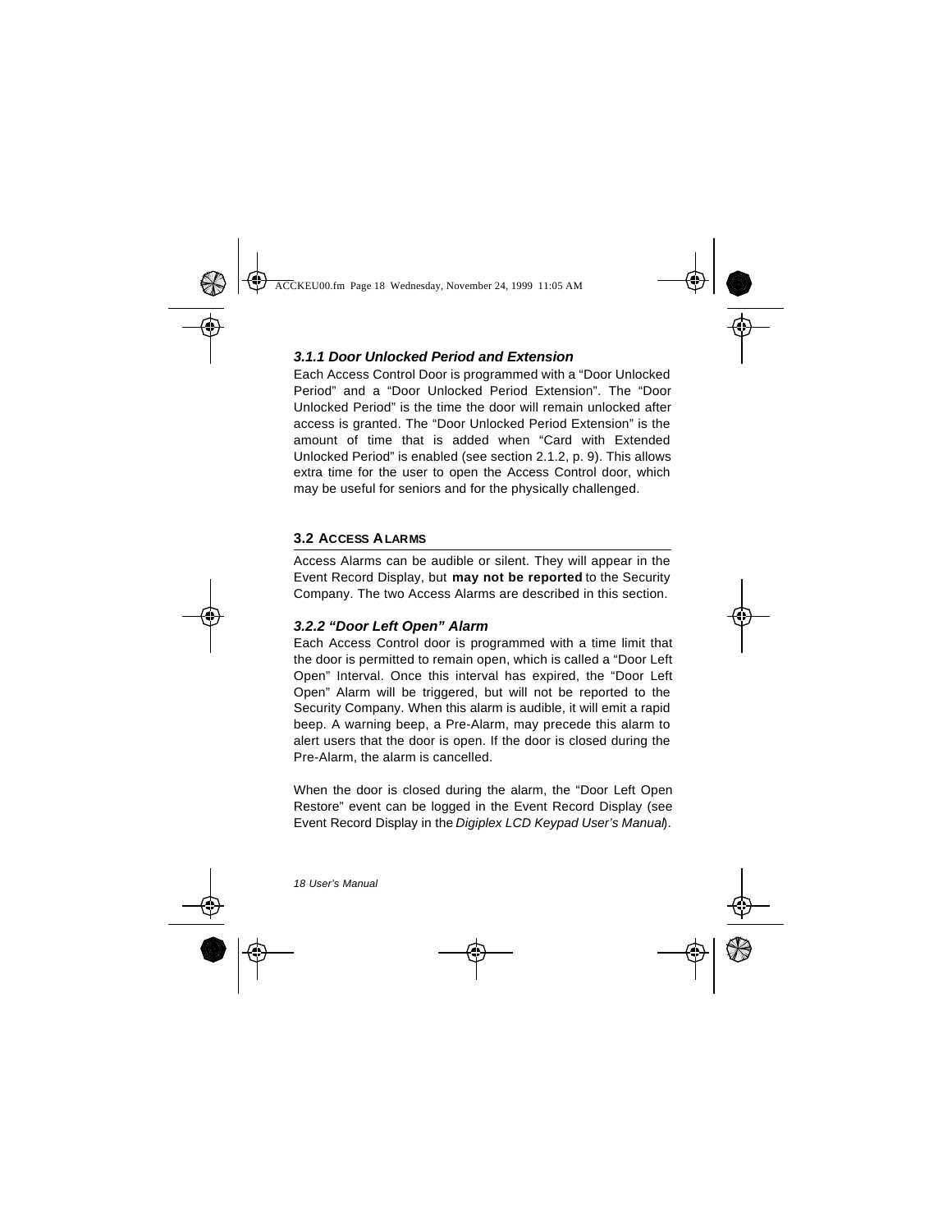### *3.1.1 Door Unlocked Period and Extension*

Each Access Control Door is programmed with a "Door Unlocked Period" and a "Door Unlocked Period Extension". The "Door Unlocked Period" is the time the door will remain unlocked after access is granted. The "Door Unlocked Period Extension" is the amount of time that is added when "Card with Extended Unlocked Period" is enabled (see section 2.1.2, p. 9). This allows extra time for the user to open the Access Control door, which may be useful for seniors and for the physically challenged.

## 3.2 ACCESS ALARMS

Access Alarms can be audible or silent. They will appear in the Event Record Display, but **may not be reported** to the Security Company. The two Access Alarms are described in this section.

### *3.2.2 "Door Left Open" Alarm*

Each Access Control door is programmed with a time limit that the door is permitted to remain open, which is called a "Door Left Open" Interval. Once this interval has expired, the "Door Left Open" Alarm will be triggered, but will not be reported to the Security Company. When this alarm is audible, it will emit a rapid beep. A warning beep, a Pre-Alarm, may precede this alarm to alert users that the door is open. If the door is closed during the Pre-Alarm, the alarm is cancelled.

When the door is closed during the alarm, the "Door Left Open Restore" event can be logged in the Event Record Display (see Event Record Display in the *Digiplex LCD Keypad User's Manual*).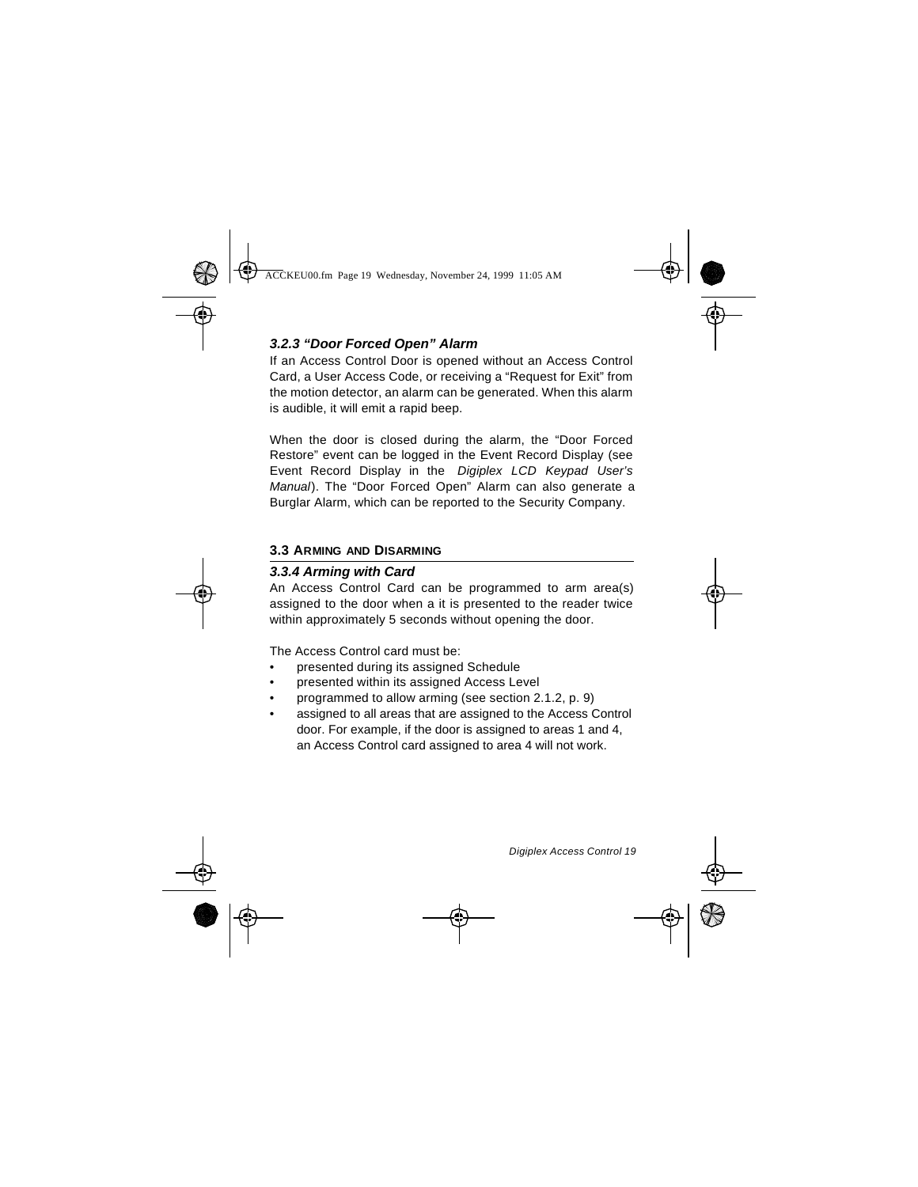### *3.2.3 "Door Forced Open" Alarm*

If an Access Control Door is opened without an Access Control Card, a User Access Code, or receiving a "Request for Exit" from the motion detector, an alarm can be generated. When this alarm is audible, it will emit a rapid beep.

When the door is closed during the alarm, the "Door Forced Restore" event can be logged in the Event Record Display (see Event Record Display in the *Digiplex LCD Keypad User's Manual*). The "Door Forced Open" Alarm can also generate a Burglar Alarm, which can be reported to the Security Company.

## 3.3 Arming and Disarming

### *3.3.4 Arming with Card*

An Access Control Card can be programmed to arm area(s) assigned to the door when a it is presented to the reader twice within approximately 5 seconds without opening the door.

The Access Control card must be:

- presented during its assigned Schedule
- presented within its assigned Access Level
- programmed to allow arming (see section 2.1.2, p. 9)
- assigned to all areas that are assigned to the Access Control door. For example, if the door is assigned to areas 1 and 4, an Access Control card assigned to area 4 will not work.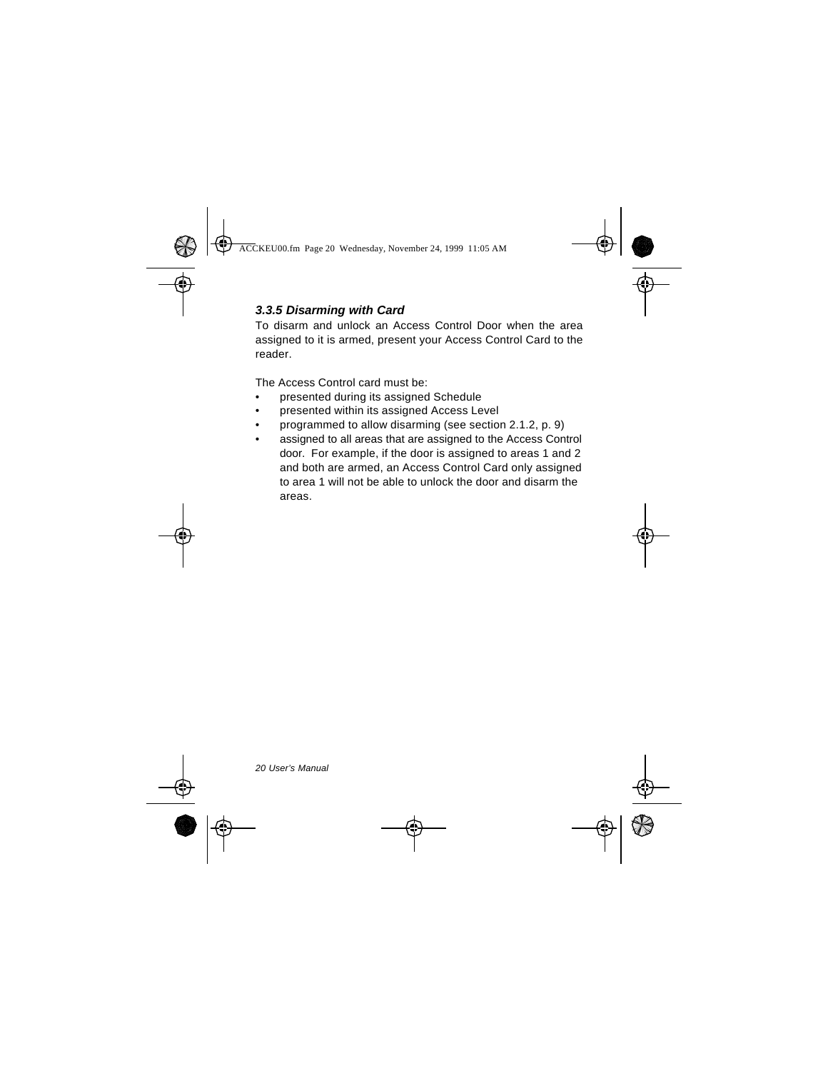### *3.3.5 Disarming with Card*

To disarm and unlock an Access Control Door when the area assigned to it is armed, present your Access Control Card to the reader.

The Access Control card must be:

- presented during its assigned Schedule
- presented within its assigned Access Level
- programmed to allow disarming (see section 2.1.2, p. 9)
- assigned to all areas that are assigned to the Access Control door. For example, if the door is assigned to areas 1 and 2 and both are armed, an Access Control Card only assigned to area 1 will not be able to unlock the door and disarm the areas.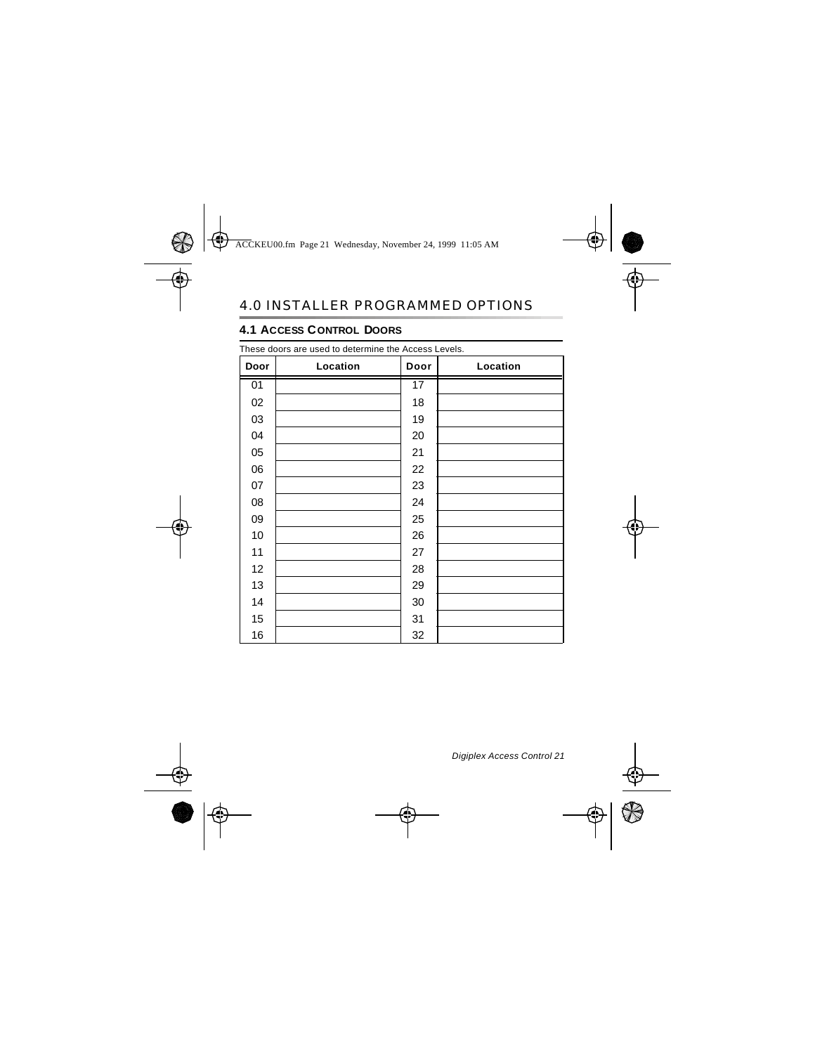# 4.0 INSTALLER PROGRAMMED OPTIONS

## 4.1 ACCESS CONTROL DOORS

These doors are used to determine the Access Levels.

| Door | Location | Door | Location |
|---|---|---|---|
| 01 | | 17 | |
| 02 | | 18 | |
| 03 | | 19 | |
| 04 | | 20 | |
| 05 | | 21 | |
| 06 | | 22 | |
| 07 | | 23 | |
| 08 | | 24 | |
| 09 | | 25 | |
| 10 | | 26 | |
| 11 | | 27 | |
| 12 | | 28 | |
| 13 | | 29 | |
| 14 | | 30 | |
| 15 | | 31 | |
| 16 | | 32 | |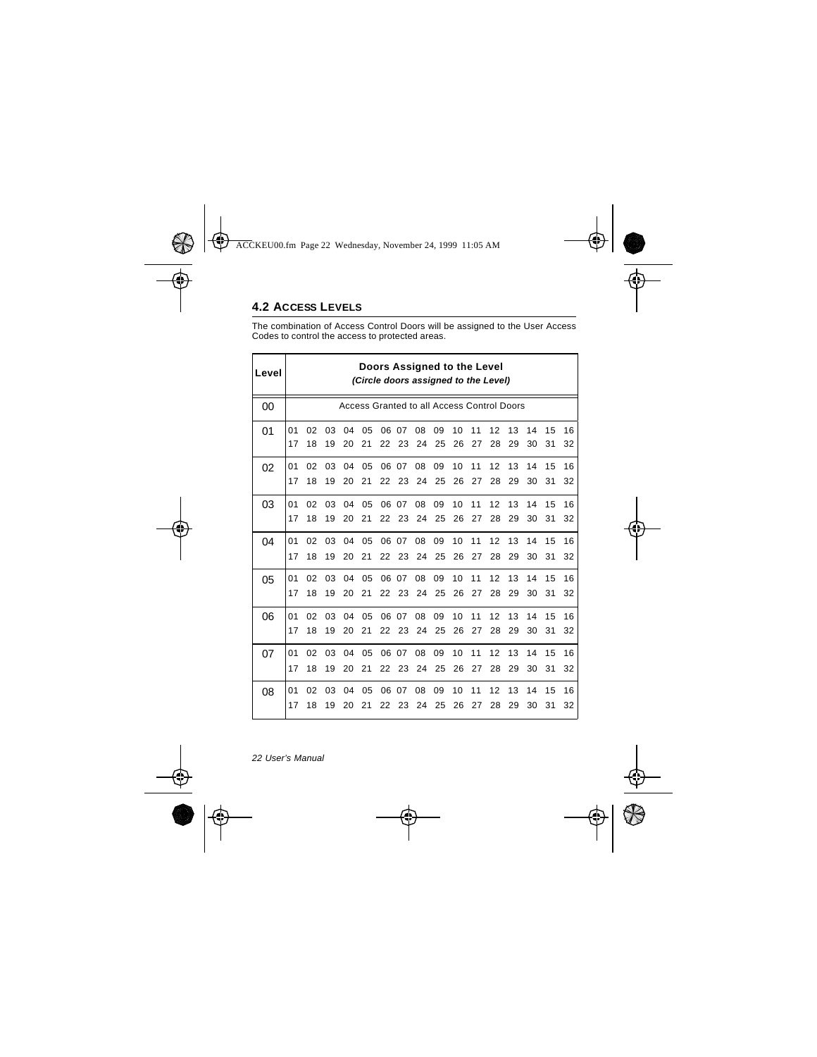## 4.2 ACCESS LEVELS

The combination of Access Control Doors will be assigned to the User Access Codes to control the access to protected areas.

| Level | Doors Assigned to the Level *(Circle doors assigned to the Level)* |
|---|---|
| 00 | Access Granted to all Access Control Doors |
| 01 | 01 02 03 04 05 06 07 08 09 10 11 12 13 14 15 16<br>17 18 19 20 21 22 23 24 25 26 27 28 29 30 31 32 |
| 02 | 01 02 03 04 05 06 07 08 09 10 11 12 13 14 15 16<br>17 18 19 20 21 22 23 24 25 26 27 28 29 30 31 32 |
| 03 | 01 02 03 04 05 06 07 08 09 10 11 12 13 14 15 16<br>17 18 19 20 21 22 23 24 25 26 27 28 29 30 31 32 |
| 04 | 01 02 03 04 05 06 07 08 09 10 11 12 13 14 15 16<br>17 18 19 20 21 22 23 24 25 26 27 28 29 30 31 32 |
| 05 | 01 02 03 04 05 06 07 08 09 10 11 12 13 14 15 16<br>17 18 19 20 21 22 23 24 25 26 27 28 29 30 31 32 |
| 06 | 01 02 03 04 05 06 07 08 09 10 11 12 13 14 15 16<br>17 18 19 20 21 22 23 24 25 26 27 28 29 30 31 32 |
| 07 | 01 02 03 04 05 06 07 08 09 10 11 12 13 14 15 16<br>17 18 19 20 21 22 23 24 25 26 27 28 29 30 31 32 |
| 08 | 01 02 03 04 05 06 07 08 09 10 11 12 13 14 15 16<br>17 18 19 20 21 22 23 24 25 26 27 28 29 30 31 32 |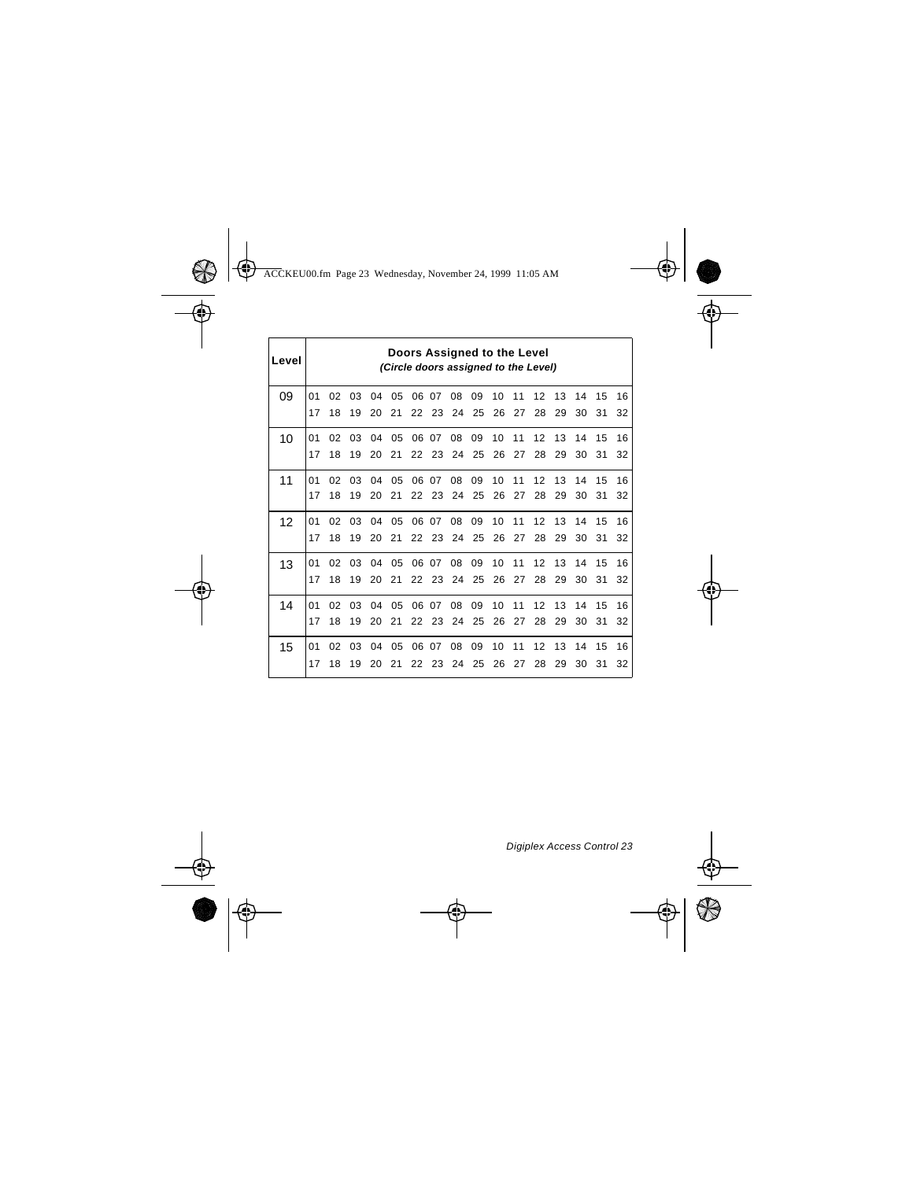| Level | Doors Assigned to the Level *(Circle doors assigned to the Level)* |
|---|---|
| 09 | 01 02 03 04 05 06 07 08 09 10 11 12 13 14 15 16<br>17 18 19 20 21 22 23 24 25 26 27 28 29 30 31 32 |
| 10 | 01 02 03 04 05 06 07 08 09 10 11 12 13 14 15 16<br>17 18 19 20 21 22 23 24 25 26 27 28 29 30 31 32 |
| 11 | 01 02 03 04 05 06 07 08 09 10 11 12 13 14 15 16<br>17 18 19 20 21 22 23 24 25 26 27 28 29 30 31 32 |
| 12 | 01 02 03 04 05 06 07 08 09 10 11 12 13 14 15 16<br>17 18 19 20 21 22 23 24 25 26 27 28 29 30 31 32 |
| 13 | 01 02 03 04 05 06 07 08 09 10 11 12 13 14 15 16<br>17 18 19 20 21 22 23 24 25 26 27 28 29 30 31 32 |
| 14 | 01 02 03 04 05 06 07 08 09 10 11 12 13 14 15 16<br>17 18 19 20 21 22 23 24 25 26 27 28 29 30 31 32 |
| 15 | 01 02 03 04 05 06 07 08 09 10 11 12 13 14 15 16<br>17 18 19 20 21 22 23 24 25 26 27 28 29 30 31 32 |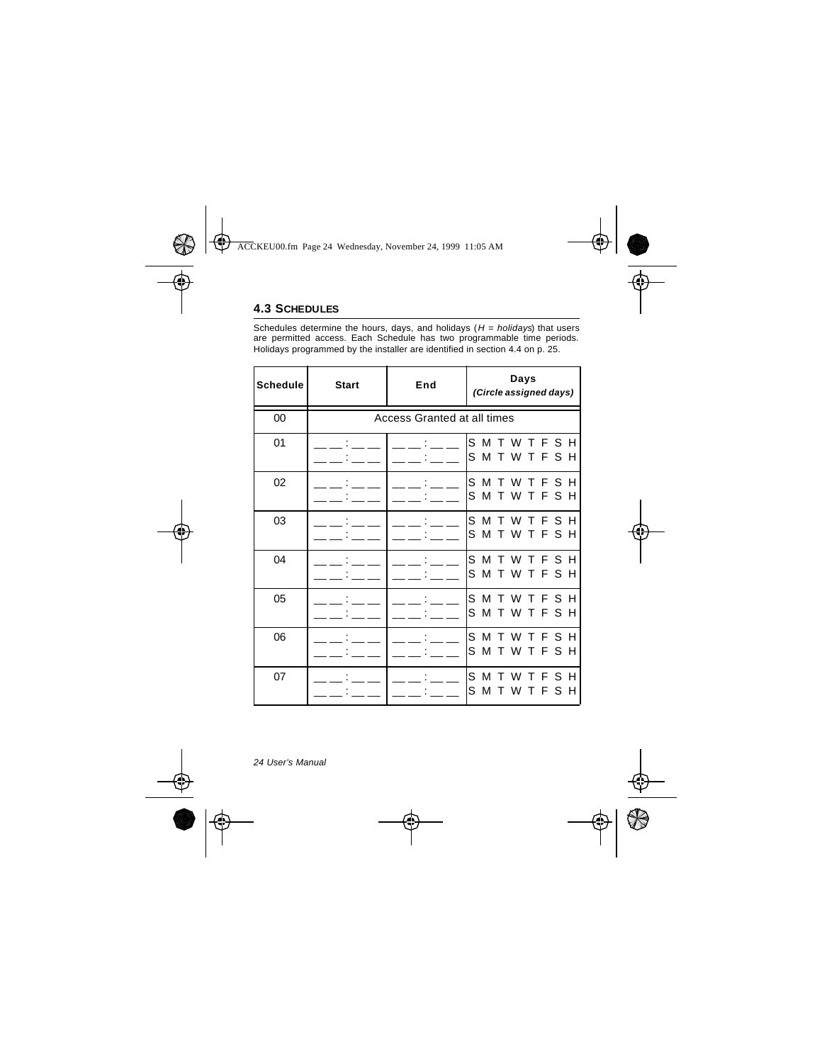## 4.3 SCHEDULES

Schedules determine the hours, days, and holidays (*H = holidays*) that users are permitted access. Each Schedule has two programmable time periods. Holidays programmed by the installer are identified in section 4.4 on p. 25.

| Schedule | Start | End | Days *(Circle assigned days)* |
|---|---|---|---|
| 00 | Access Granted at all times | | |
| 01 | __ __ : __ __<br>__ __ : __ __ | __ __ : __ __<br>__ __ : __ __ | S M T W T F S H<br>S M T W T F S H |
| 02 | __ __ : __ __<br>__ __ : __ __ | __ __ : __ __<br>__ __ : __ __ | S M T W T F S H<br>S M T W T F S H |
| 03 | __ __ : __ __<br>__ __ : __ __ | __ __ : __ __<br>__ __ : __ __ | S M T W T F S H<br>S M T W T F S H |
| 04 | __ __ : __ __<br>__ __ : __ __ | __ __ : __ __<br>__ __ : __ __ | S M T W T F S H<br>S M T W T F S H |
| 05 | __ __ : __ __<br>__ __ : __ __ | __ __ : __ __<br>__ __ : __ __ | S M T W T F S H<br>S M T W T F S H |
| 06 | __ __ : __ __<br>__ __ : __ __ | __ __ : __ __<br>__ __ : __ __ | S M T W T F S H<br>S M T W T F S H |
| 07 | __ __ : __ __<br>__ __ : __ __ | __ __ : __ __<br>__ __ : __ __ | S M T W T F S H<br>S M T W T F S H |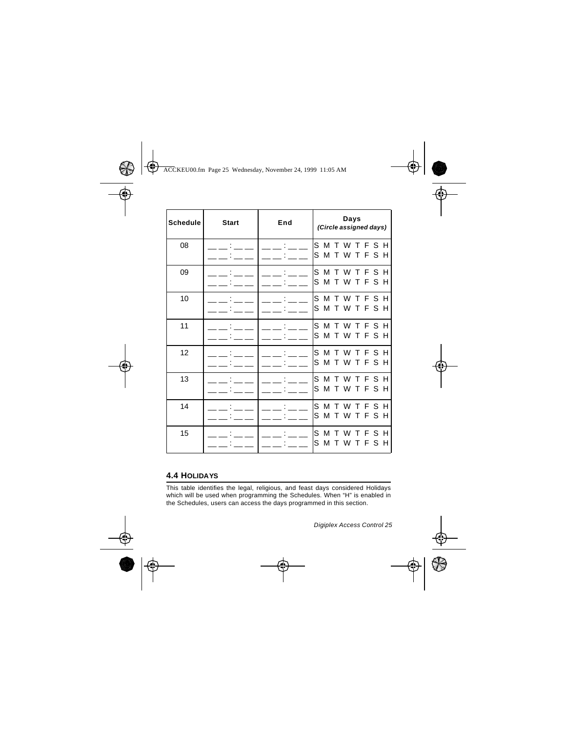| Schedule | Start | End | Days *(Circle assigned days)* |
|---|---|---|---|
| 08 | __ __ : __ __<br>__ __ : __ __ | __ __ : __ __<br>__ __ : __ __ | S M T W T F S H<br>S M T W T F S H |
| 09 | __ __ : __ __<br>__ __ : __ __ | __ __ : __ __<br>__ __ : __ __ | S M T W T F S H<br>S M T W T F S H |
| 10 | __ __ : __ __<br>__ __ : __ __ | __ __ : __ __<br>__ __ : __ __ | S M T W T F S H<br>S M T W T F S H |
| 11 | __ __ : __ __<br>__ __ : __ __ | __ __ : __ __<br>__ __ : __ __ | S M T W T F S H<br>S M T W T F S H |
| 12 | __ __ : __ __<br>__ __ : __ __ | __ __ : __ __<br>__ __ : __ __ | S M T W T F S H<br>S M T W T F S H |
| 13 | __ __ : __ __<br>__ __ : __ __ | __ __ : __ __<br>__ __ : __ __ | S M T W T F S H<br>S M T W T F S H |
| 14 | __ __ : __ __<br>__ __ : __ __ | __ __ : __ __<br>__ __ : __ __ | S M T W T F S H<br>S M T W T F S H |
| 15 | __ __ : __ __<br>__ __ : __ __ | __ __ : __ __<br>__ __ : __ __ | S M T W T F S H<br>S M T W T F S H |

## 4.4 Holidays

This table identifies the legal, religious, and feast days considered Holidays which will be used when programming the Schedules. When "H" is enabled in the Schedules, users can access the days programmed in this section.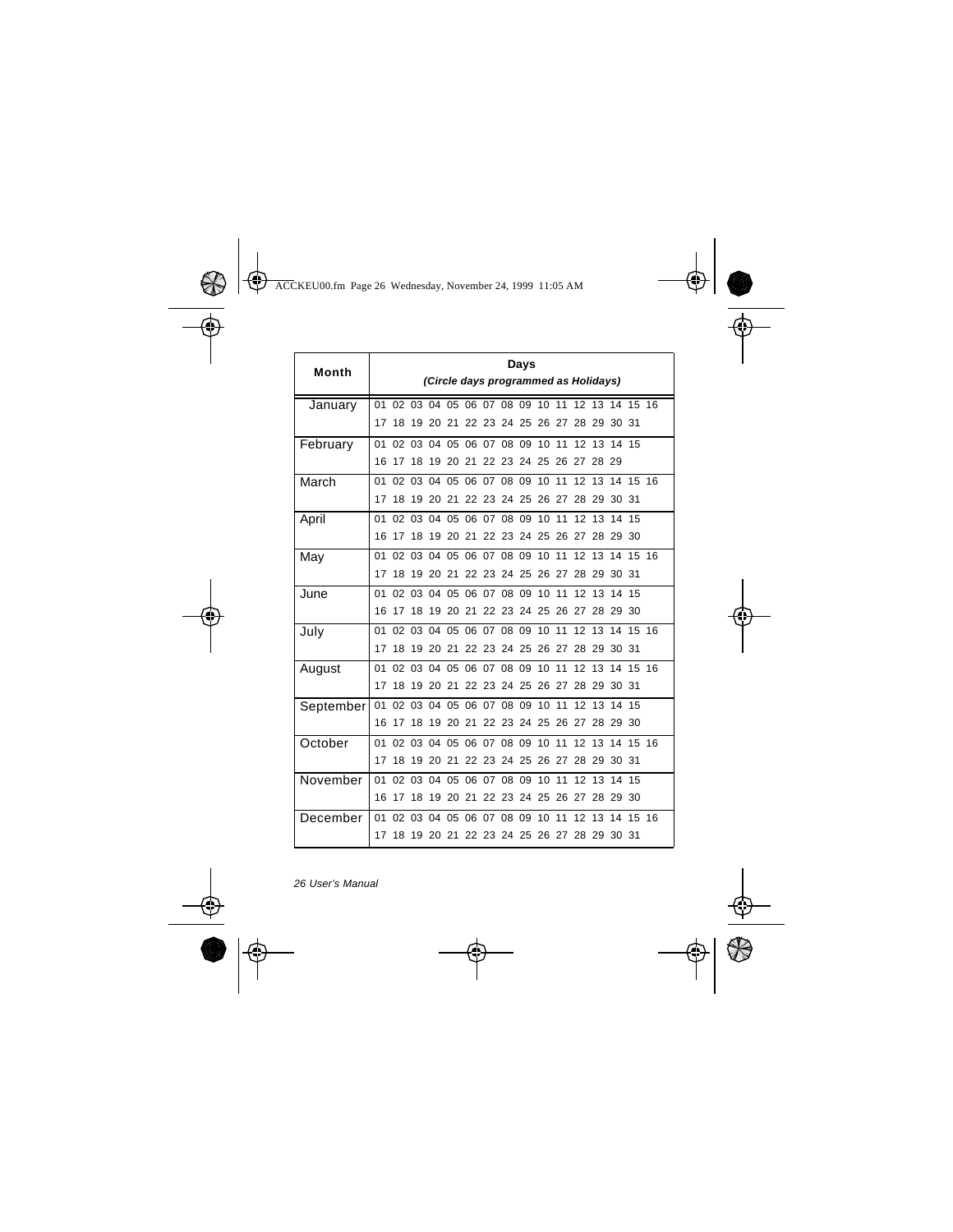| Month | Days *(Circle days programmed as Holidays)* |
|---|---|
| January | 01 02 03 04 05 06 07 08 09 10 11 12 13 14 15 16<br>17 18 19 20 21 22 23 24 25 26 27 28 29 30 31 |
| February | 01 02 03 04 05 06 07 08 09 10 11 12 13 14 15<br>16 17 18 19 20 21 22 23 24 25 26 27 28 29 |
| March | 01 02 03 04 05 06 07 08 09 10 11 12 13 14 15 16<br>17 18 19 20 21 22 23 24 25 26 27 28 29 30 31 |
| April | 01 02 03 04 05 06 07 08 09 10 11 12 13 14 15<br>16 17 18 19 20 21 22 23 24 25 26 27 28 29 30 |
| May | 01 02 03 04 05 06 07 08 09 10 11 12 13 14 15 16<br>17 18 19 20 21 22 23 24 25 26 27 28 29 30 31 |
| June | 01 02 03 04 05 06 07 08 09 10 11 12 13 14 15<br>16 17 18 19 20 21 22 23 24 25 26 27 28 29 30 |
| July | 01 02 03 04 05 06 07 08 09 10 11 12 13 14 15 16<br>17 18 19 20 21 22 23 24 25 26 27 28 29 30 31 |
| August | 01 02 03 04 05 06 07 08 09 10 11 12 13 14 15 16<br>17 18 19 20 21 22 23 24 25 26 27 28 29 30 31 |
| September | 01 02 03 04 05 06 07 08 09 10 11 12 13 14 15<br>16 17 18 19 20 21 22 23 24 25 26 27 28 29 30 |
| October | 01 02 03 04 05 06 07 08 09 10 11 12 13 14 15 16<br>17 18 19 20 21 22 23 24 25 26 27 28 29 30 31 |
| November | 01 02 03 04 05 06 07 08 09 10 11 12 13 14 15<br>16 17 18 19 20 21 22 23 24 25 26 27 28 29 30 |
| December | 01 02 03 04 05 06 07 08 09 10 11 12 13 14 15 16<br>17 18 19 20 21 22 23 24 25 26 27 28 29 30 31 |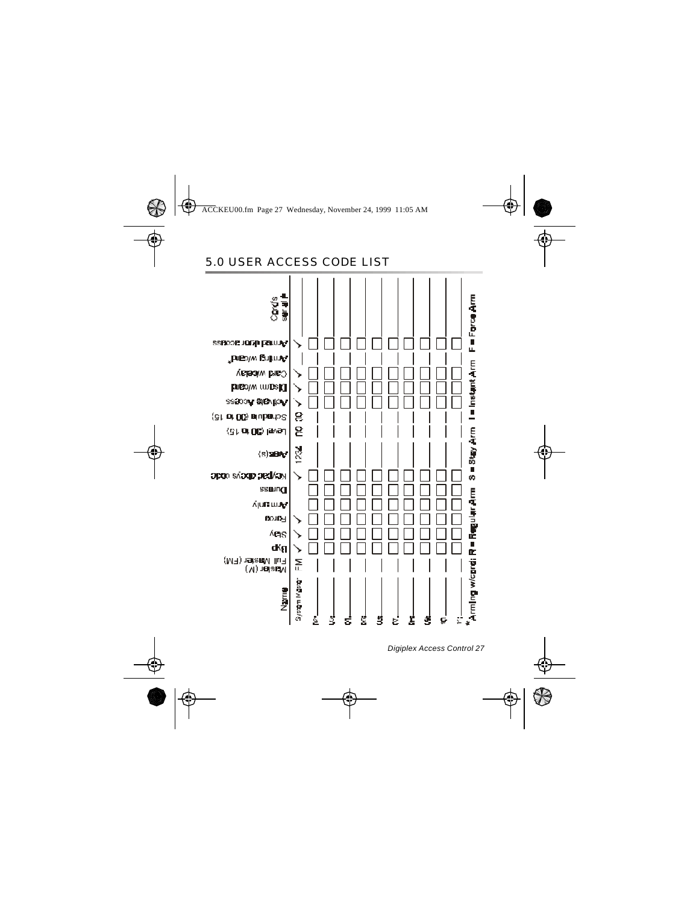# 5.0 USER ACCESS CODE LIST

| Name | Master (M) Full Master (FM) | Byp | Stay | Force | Arm only | Duress | Keypad displays code | Area(s) | Level (00 to 15) | Schedule (00 to 15) | Activate Access | Disarm w/card | Card w/delay | Arming w/card* | Armed door access | Card's serial # |
|---|---|---|---|---|---|---|---|---|---|---|---|---|---|---|---|---|
| System Master | FM | ✓ | ✓ | ✓ | | | ✓ | 1234 | 00 | 00 | ✓ | ✓ | ✓ | | ✓ | |
| 02 | | ☐ | ☐ | ☐ | ☐ | ☐ | ☐ | | | | ☐ | ☐ | ☐ | | ☐ | |
| 03 | | ☐ | ☐ | ☐ | ☐ | ☐ | ☐ | | | | ☐ | ☐ | ☐ | | ☐ | |
| 04 | | ☐ | ☐ | ☐ | ☐ | ☐ | ☐ | | | | ☐ | ☐ | ☐ | | ☐ | |
| 05 | | ☐ | ☐ | ☐ | ☐ | ☐ | ☐ | | | | ☐ | ☐ | ☐ | | ☐ | |
| 06 | | ☐ | ☐ | ☐ | ☐ | ☐ | ☐ | | | | ☐ | ☐ | ☐ | | ☐ | |
| 07 | | ☐ | ☐ | ☐ | ☐ | ☐ | ☐ | | | | ☐ | ☐ | ☐ | | ☐ | |
| 08 | | ☐ | ☐ | ☐ | ☐ | ☐ | ☐ | | | | ☐ | ☐ | ☐ | | ☐ | |
| 09 | | ☐ | ☐ | ☐ | ☐ | ☐ | ☐ | | | | ☐ | ☐ | ☐ | | ☐ | |
| 10 | | ☐ | ☐ | ☐ | ☐ | ☐ | ☐ | | | | ☐ | ☐ | ☐ | | ☐ | |
| 11 | | ☐ | ☐ | ☐ | ☐ | ☐ | ☐ | | | | ☐ | ☐ | ☐ | | ☐ | |

*Arming w/card: **R** = Regular Arm **S** = Stay Arm **I** = Instant Arm **F** = Force Arm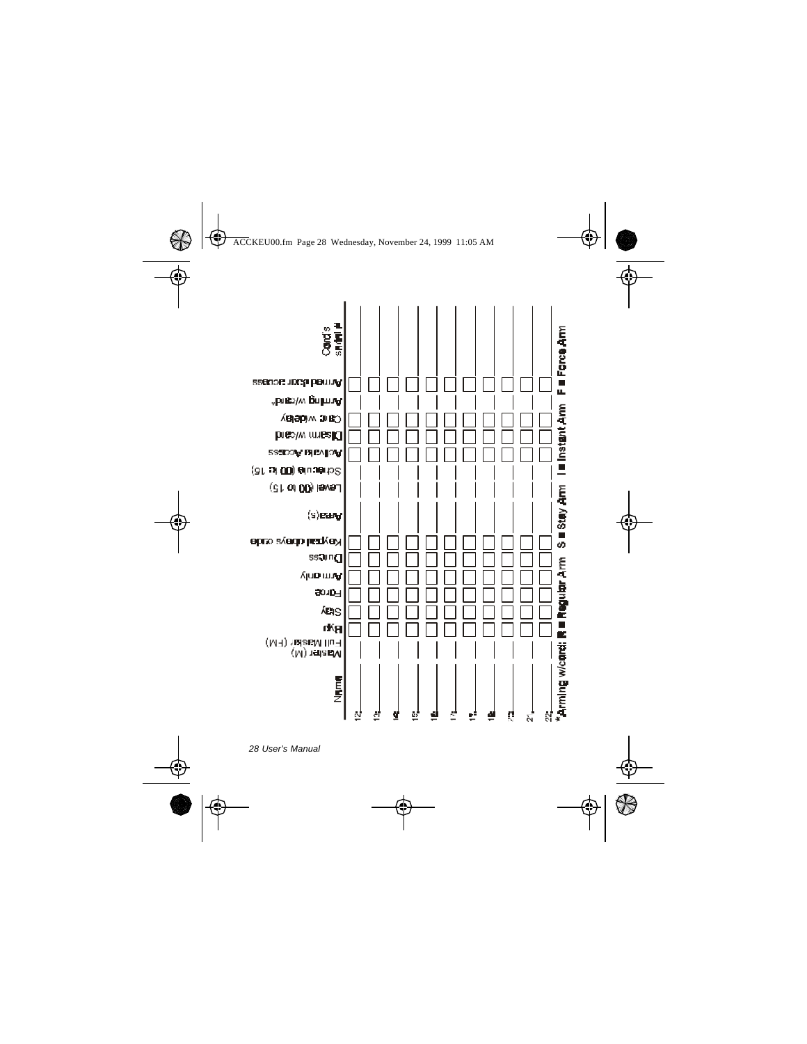| Name | Master (M) Full Master (FM) | Byp | Stay | Force | Arm only | Duress | Keypad obeys code | Area(s) | Level (00 to 15) | Schedule (00 to 15) | Activate Access | Disarm w/card | Card w/delay | Arming w/card* | Armed door access | Card's serial # |
|---|---|---|---|---|---|---|---|---|---|---|---|---|---|---|---|---|
| 12 | | ☐ | ☐ | ☐ | ☐ | ☐ | ☐ | | | | ☐ | ☐ | ☐ | | ☐ | |
| 13 | | ☐ | ☐ | ☐ | ☐ | ☐ | ☐ | | | | ☐ | ☐ | ☐ | | ☐ | |
| 14 | | ☐ | ☐ | ☐ | ☐ | ☐ | ☐ | | | | ☐ | ☐ | ☐ | | ☐ | |
| 15 | | ☐ | ☐ | ☐ | ☐ | ☐ | ☐ | | | | ☐ | ☐ | ☐ | | ☐ | |
| 16 | | ☐ | ☐ | ☐ | ☐ | ☐ | ☐ | | | | ☐ | ☐ | ☐ | | ☐ | |
| 17 | | ☐ | ☐ | ☐ | ☐ | ☐ | ☐ | | | | ☐ | ☐ | ☐ | | ☐ | |
| 18 | | ☐ | ☐ | ☐ | ☐ | ☐ | ☐ | | | | ☐ | ☐ | ☐ | | ☐ | |
| 19 | | ☐ | ☐ | ☐ | ☐ | ☐ | ☐ | | | | ☐ | ☐ | ☐ | | ☐ | |
| 20 | | ☐ | ☐ | ☐ | ☐ | ☐ | ☐ | | | | ☐ | ☐ | ☐ | | ☐ | |
| 21 | | ☐ | ☐ | ☐ | ☐ | ☐ | ☐ | | | | ☐ | ☐ | ☐ | | ☐ | |
| 22 | | ☐ | ☐ | ☐ | ☐ | ☐ | ☐ | | | | ☐ | ☐ | ☐ | | ☐ | |

*Arming w/card: R = Regular Arm S = Stay Arm I = Instant Arm F = Force Arm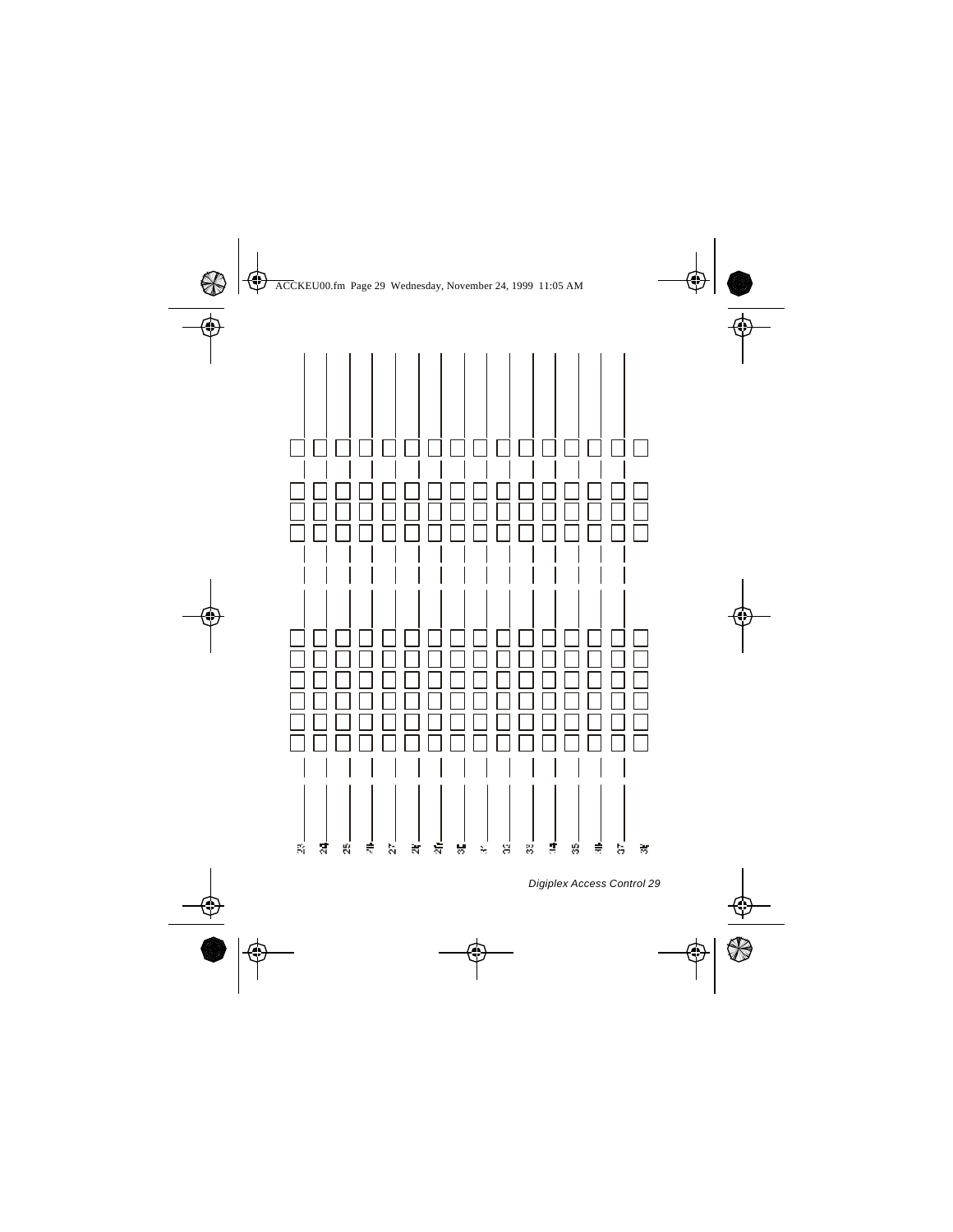| | | | | | | | | | | | | | | |
|---|---|---|---|---|---|---|---|---|---|---|---|---|---|---|
| 23 | | ☐ | ☐ | ☐ | ☐ | ☐ | ☐ | | | ☐ | ☐ | ☐ | | ☐ |
| 24 | | ☐ | ☐ | ☐ | ☐ | ☐ | ☐ | | | ☐ | ☐ | ☐ | | ☐ |
| 25 | | ☐ | ☐ | ☐ | ☐ | ☐ | ☐ | | | ☐ | ☐ | ☐ | | ☐ |
| 26 | | ☐ | ☐ | ☐ | ☐ | ☐ | ☐ | | | ☐ | ☐ | ☐ | | ☐ |
| 27 | | ☐ | ☐ | ☐ | ☐ | ☐ | ☐ | | | ☐ | ☐ | ☐ | | ☐ |
| 28 | | ☐ | ☐ | ☐ | ☐ | ☐ | ☐ | | | ☐ | ☐ | ☐ | | ☐ |
| 29 | | ☐ | ☐ | ☐ | ☐ | ☐ | ☐ | | | ☐ | ☐ | ☐ | | ☐ |
| 30 | | ☐ | ☐ | ☐ | ☐ | ☐ | ☐ | | | ☐ | ☐ | ☐ | | ☐ |
| 31 | | ☐ | ☐ | ☐ | ☐ | ☐ | ☐ | | | ☐ | ☐ | ☐ | | ☐ |
| 32 | | ☐ | ☐ | ☐ | ☐ | ☐ | ☐ | | | ☐ | ☐ | ☐ | | ☐ |
| 33 | | ☐ | ☐ | ☐ | ☐ | ☐ | ☐ | | | ☐ | ☐ | ☐ | | ☐ |
| 34 | | ☐ | ☐ | ☐ | ☐ | ☐ | ☐ | | | ☐ | ☐ | ☐ | | ☐ |
| 35 | | ☐ | ☐ | ☐ | ☐ | ☐ | ☐ | | | ☐ | ☐ | ☐ | | ☐ |
| 36 | | ☐ | ☐ | ☐ | ☐ | ☐ | ☐ | | | ☐ | ☐ | ☐ | | ☐ |
| 37 | | ☐ | ☐ | ☐ | ☐ | ☐ | ☐ | | | ☐ | ☐ | ☐ | | ☐ |
| 38 | | ☐ | ☐ | ☐ | ☐ | ☐ | ☐ | | | ☐ | ☐ | ☐ | | ☐ |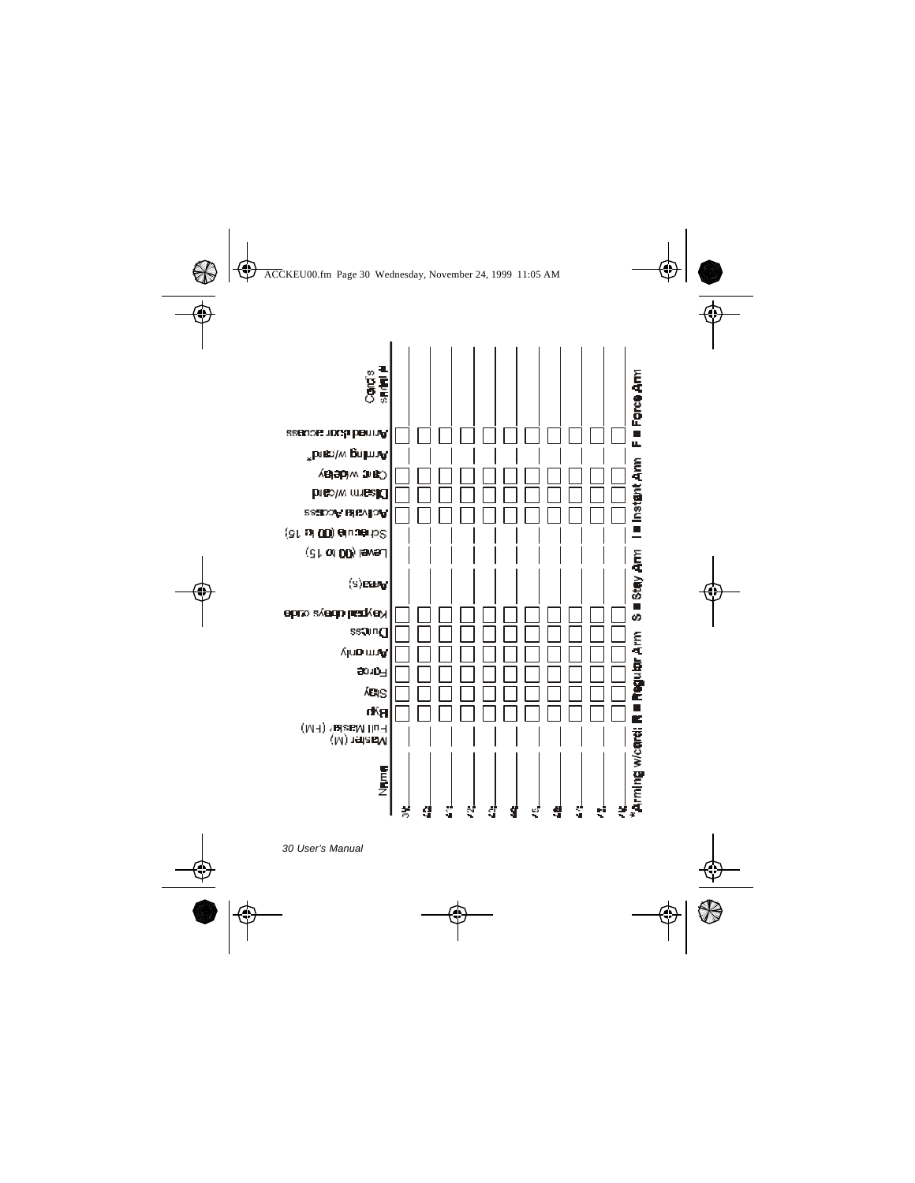| # | Name | Master (M) / Full Master (FM) | Byp | Stay | Force | Arm only | Duress | Keypad obeys code | Area(s) | Level (00 to 15) | Schedule (00 to 15) | Activate Access | Disarm w/card | Card w/delay | Arming w/card* | Armed door access | Card's serial # |
|---|---|---|---|---|---|---|---|---|---|---|---|---|---|---|---|---|---|
| 39 | | | | | | | | | | | | | | | | | |
| 40 | | | | | | | | | | | | | | | | | |
| 41 | | | | | | | | | | | | | | | | | |
| 42 | | | | | | | | | | | | | | | | | |
| 43 | | | | | | | | | | | | | | | | | |
| 44 | | | | | | | | | | | | | | | | | |
| 45 | | | | | | | | | | | | | | | | | |
| 46 | | | | | | | | | | | | | | | | | |
| 47 | | | | | | | | | | | | | | | | | |
| 48 | | | | | | | | | | | | | | | | | |
| 49 | | | | | | | | | | | | | | | | | |

*Arming w/card: **R = Regular Arm** **S = Stay Arm** **I = Instant Arm** **F = Force Arm**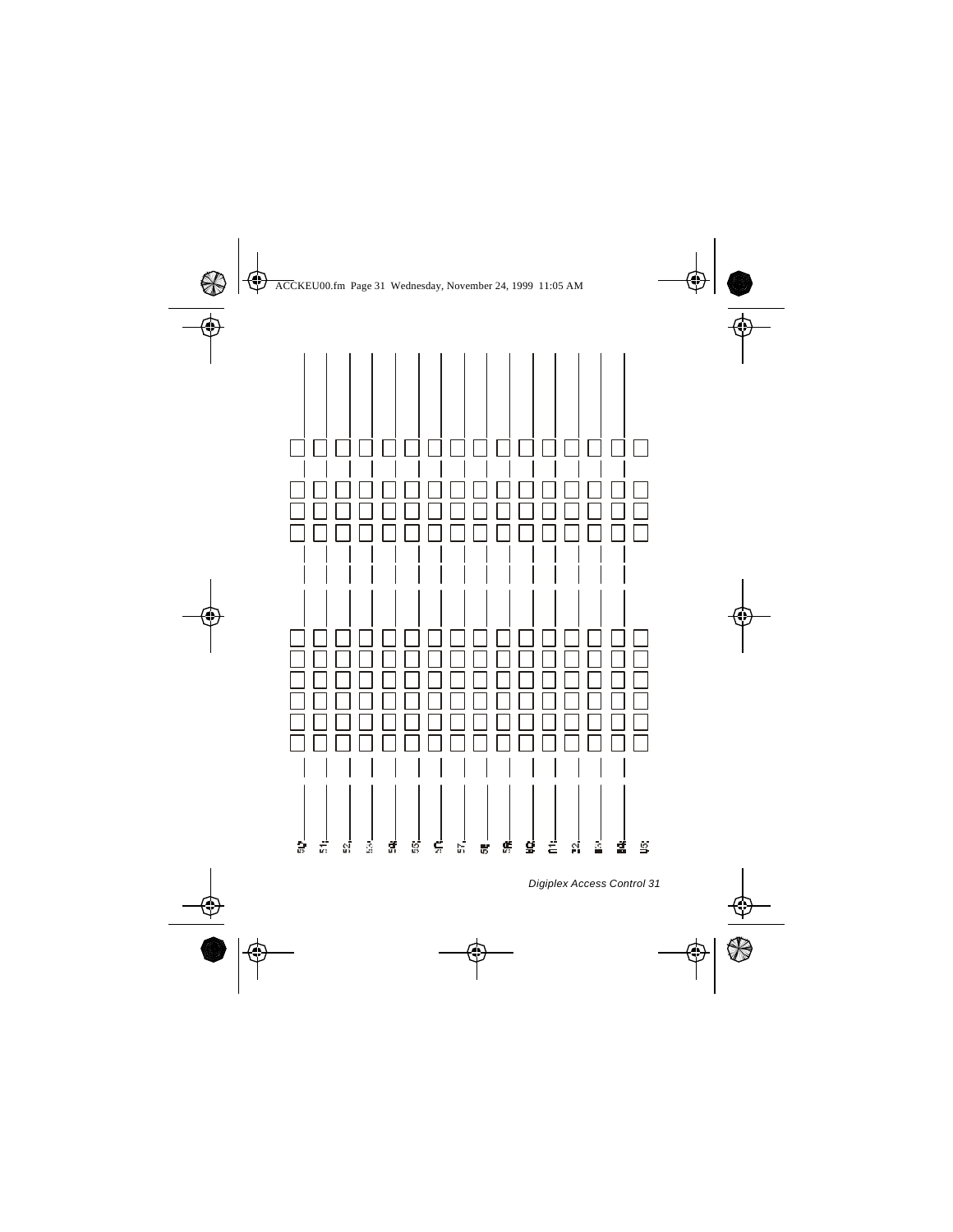| 050 | 051 | 052 | 053 | 054 | 055 | 056 | 057 | 058 | 059 | 060 | 061 | 062 | 063 | 064 | 065 |
|---|---|---|---|---|---|---|---|---|---|---|---|---|---|---|---|
| □ | □ | □ | □ | □ | □ | □ | □ | □ | □ | □ | □ | □ | □ | □ | □ |
| □ | □ | □ | □ | □ | □ | □ | □ | □ | □ | □ | □ | □ | □ | □ | □ |
| □ | □ | □ | □ | □ | □ | □ | □ | □ | □ | □ | □ | □ | □ | □ | □ |
| □ | □ | □ | □ | □ | □ | □ | □ | □ | □ | □ | □ | □ | □ | □ | □ |
| □ | □ | □ | □ | □ | □ | □ | □ | □ | □ | □ | □ | □ | □ | □ | □ |
| □ | □ | □ | □ | □ | □ | □ | □ | □ | □ | □ | □ | □ | □ | □ | □ |
| □ | □ | □ | □ | □ | □ | □ | □ | □ | □ | □ | □ | □ | □ | □ | □ |
| □ | □ | □ | □ | □ | □ | □ | □ | □ | □ | □ | □ | □ | □ | □ | □ |
| □ | □ | □ | □ | □ | □ | □ | □ | □ | □ | □ | □ | □ | □ | □ | □ |
| □ | □ | □ | □ | □ | □ | □ | □ | □ | □ | □ | □ | □ | □ | □ | □ |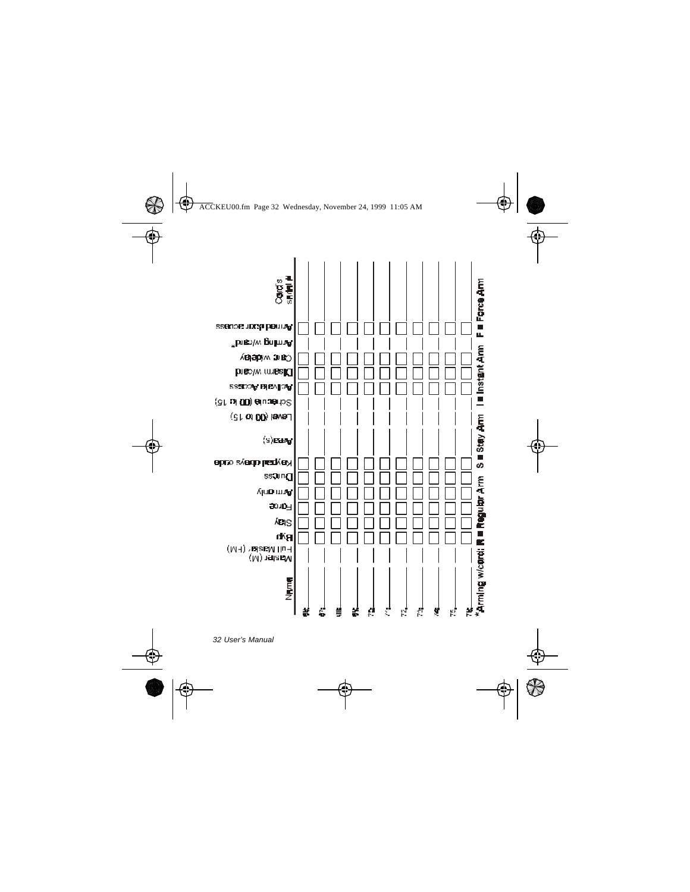| Name | Master (M) / Full Master (FM) | Byp | Stay | Force | Arm only | Duress | Keypad code | Area(s) | Level (00 to 15) | Schedule (00 to 15) | Activate Access | Disarm w/card | Card w/delay | Arming w/card* | Armed door access | Card's serial # |
|---|---|---|---|---|---|---|---|---|---|---|---|---|---|---|---|---|
| 66: | | ☐ | ☐ | ☐ | ☐ | ☐ | ☐ | | | | ☐ | ☐ | ☐ | | ☐ | |
| 67: | | ☐ | ☐ | ☐ | ☐ | ☐ | ☐ | | | | ☐ | ☐ | ☐ | | ☐ | |
| 68: | | ☐ | ☐ | ☐ | ☐ | ☐ | ☐ | | | | ☐ | ☐ | ☐ | | ☐ | |
| 69: | | ☐ | ☐ | ☐ | ☐ | ☐ | ☐ | | | | ☐ | ☐ | ☐ | | ☐ | |
| 70: | | ☐ | ☐ | ☐ | ☐ | ☐ | ☐ | | | | ☐ | ☐ | ☐ | | ☐ | |
| 71: | | ☐ | ☐ | ☐ | ☐ | ☐ | ☐ | | | | ☐ | ☐ | ☐ | | ☐ | |
| 72: | | ☐ | ☐ | ☐ | ☐ | ☐ | ☐ | | | | ☐ | ☐ | ☐ | | ☐ | |
| 73: | | ☐ | ☐ | ☐ | ☐ | ☐ | ☐ | | | | ☐ | ☐ | ☐ | | ☐ | |
| 74: | | ☐ | ☐ | ☐ | ☐ | ☐ | ☐ | | | | ☐ | ☐ | ☐ | | ☐ | |
| 75: | | ☐ | ☐ | ☐ | ☐ | ☐ | ☐ | | | | ☐ | ☐ | ☐ | | ☐ | |
| 76: | | ☐ | ☐ | ☐ | ☐ | ☐ | ☐ | | | | ☐ | ☐ | ☐ | | ☐ | |

*Arming w/card: **R = Regular Arm   S = Stay Arm   I = Instant Arm   F = Force Arm**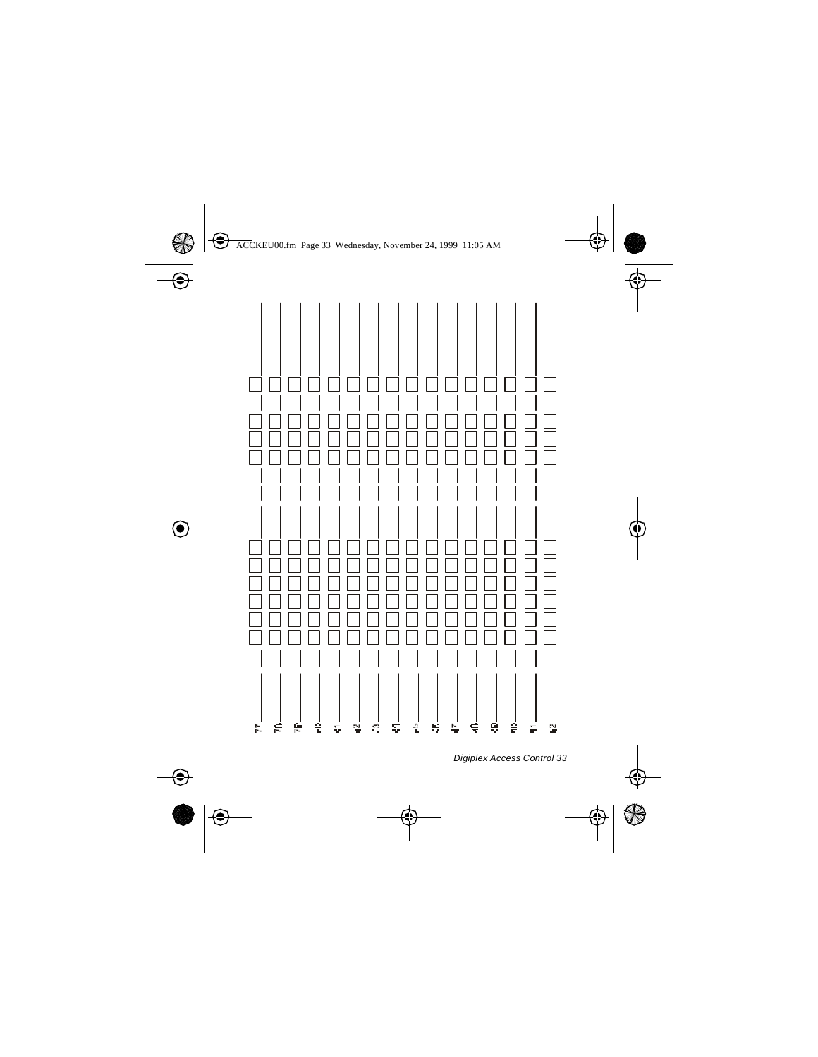| | | | | | | | | | | | | | | | |
|---|---|---|---|---|---|---|---|---|---|---|---|---|---|---|---|
| 77 | 78 | 79 | 80 | 81 | 82 | 83 | 84 | 85 | 86 | 87 | 88 | 89 | 90 | 91 | 92 |
| ☐ | ☐ | ☐ | ☐ | ☐ | ☐ | ☐ | ☐ | ☐ | ☐ | ☐ | ☐ | ☐ | ☐ | ☐ | ☐ |
| ☐ | ☐ | ☐ | ☐ | ☐ | ☐ | ☐ | ☐ | ☐ | ☐ | ☐ | ☐ | ☐ | ☐ | ☐ | ☐ |
| ☐ | ☐ | ☐ | ☐ | ☐ | ☐ | ☐ | ☐ | ☐ | ☐ | ☐ | ☐ | ☐ | ☐ | ☐ | ☐ |
| ☐ | ☐ | ☐ | ☐ | ☐ | ☐ | ☐ | ☐ | ☐ | ☐ | ☐ | ☐ | ☐ | ☐ | ☐ | ☐ |
| ☐ | ☐ | ☐ | ☐ | ☐ | ☐ | ☐ | ☐ | ☐ | ☐ | ☐ | ☐ | ☐ | ☐ | ☐ | ☐ |
| ☐ | ☐ | ☐ | ☐ | ☐ | ☐ | ☐ | ☐ | ☐ | ☐ | ☐ | ☐ | ☐ | ☐ | ☐ | ☐ |
| ☐ | ☐ | ☐ | ☐ | ☐ | ☐ | ☐ | ☐ | ☐ | ☐ | ☐ | ☐ | ☐ | ☐ | ☐ | ☐ |
| ☐ | ☐ | ☐ | ☐ | ☐ | ☐ | ☐ | ☐ | ☐ | ☐ | ☐ | ☐ | ☐ | ☐ | ☐ | ☐ |
| ☐ | ☐ | ☐ | ☐ | ☐ | ☐ | ☐ | ☐ | ☐ | ☐ | ☐ | ☐ | ☐ | ☐ | ☐ | ☐ |
| ☐ | ☐ | ☐ | ☐ | ☐ | ☐ | ☐ | ☐ | ☐ | ☐ | ☐ | ☐ | ☐ | ☐ | ☐ | ☐ |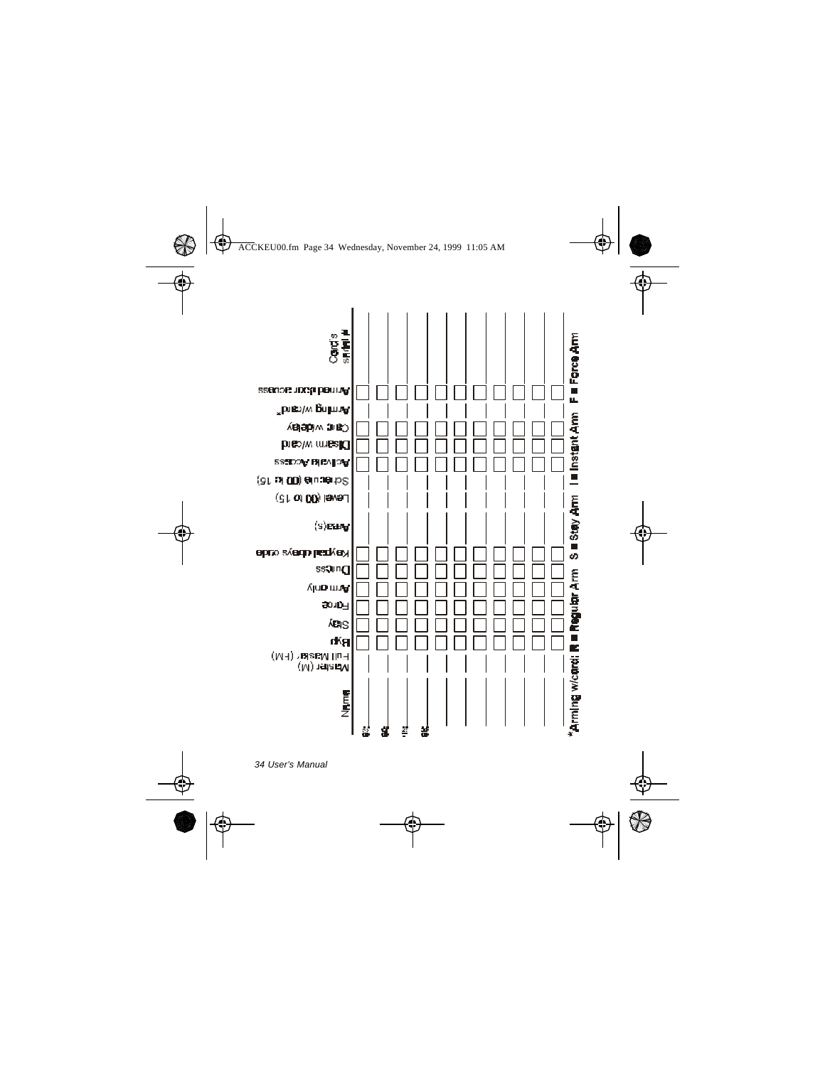| # | Name | Master (M) / Full Master (FM) | Byp | Stay | Force | Arm only | Duress | Keypad delays code | Area(s) | Level (00 to 15) | Schedule (00 to 15) | Activate Access | Disarm w/card | Card w/delay | Arming w/card* | Armed door access | Card's serial # |
|---|---|---|---|---|---|---|---|---|---|---|---|---|---|---|---|---|---|
| | | | ☐ | ☐ | ☐ | ☐ | ☐ | ☐ | | | | ☐ | ☐ | ☐ | | ☐ | |
| | | | ☐ | ☐ | ☐ | ☐ | ☐ | ☐ | | | | ☐ | ☐ | ☐ | | ☐ | |
| | | | ☐ | ☐ | ☐ | ☐ | ☐ | ☐ | | | | ☐ | ☐ | ☐ | | ☐ | |
| | | | ☐ | ☐ | ☐ | ☐ | ☐ | ☐ | | | | ☐ | ☐ | ☐ | | ☐ | |
| | | | ☐ | ☐ | ☐ | ☐ | ☐ | ☐ | | | | ☐ | ☐ | ☐ | | ☐ | |
| | | | ☐ | ☐ | ☐ | ☐ | ☐ | ☐ | | | | ☐ | ☐ | ☐ | | ☐ | |
| | | | ☐ | ☐ | ☐ | ☐ | ☐ | ☐ | | | | ☐ | ☐ | ☐ | | ☐ | |
| | | | ☐ | ☐ | ☐ | ☐ | ☐ | ☐ | | | | ☐ | ☐ | ☐ | | ☐ | |
| | | | ☐ | ☐ | ☐ | ☐ | ☐ | ☐ | | | | ☐ | ☐ | ☐ | | ☐ | |
| | | | ☐ | ☐ | ☐ | ☐ | ☐ | ☐ | | | | ☐ | ☐ | ☐ | | ☐ | |
| | | | ☐ | ☐ | ☐ | ☐ | ☐ | ☐ | | | | ☐ | ☐ | ☐ | | ☐ | |

***Arming w/card: R = Regular Arm  S = Stay Arm  I = Instant Arm  F = Force Arm**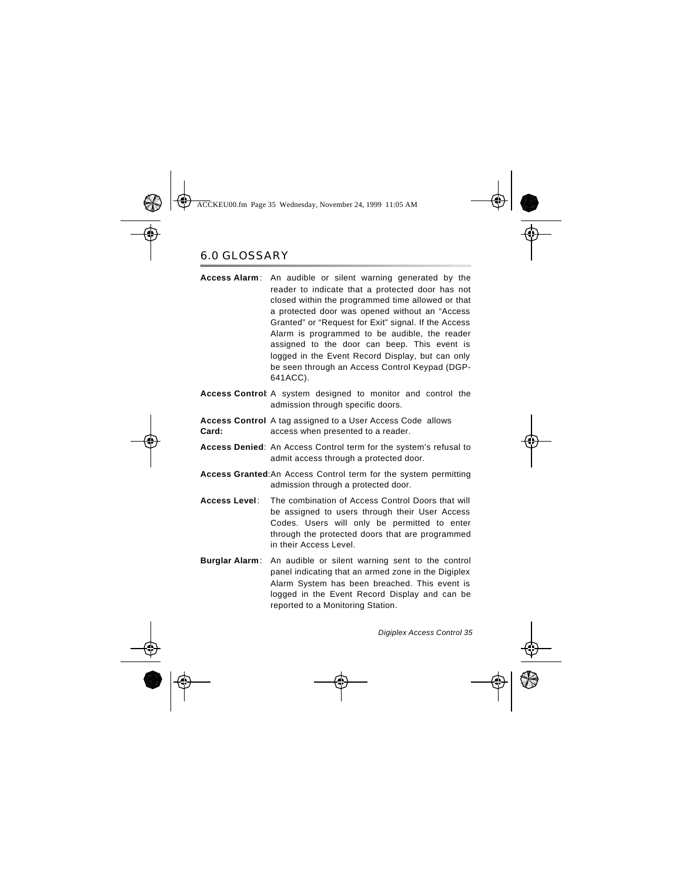## 6.0 GLOSSARY

**Access Alarm**: An audible or silent warning generated by the reader to indicate that a protected door has not closed within the programmed time allowed or that a protected door was opened without an “Access Granted” or “Request for Exit” signal. If the Access Alarm is programmed to be audible, the reader assigned to the door can beep. This event is logged in the Event Record Display, but can only be seen through an Access Control Keypad (DGP-641ACC).

**Access Control**: A system designed to monitor and control the admission through specific doors.

**Access Control Card:** A tag assigned to a User Access Code allows access when presented to a reader.

**Access Denied**: An Access Control term for the system’s refusal to admit access through a protected door.

**Access Granted**: An Access Control term for the system permitting admission through a protected door.

**Access Level**: The combination of Access Control Doors that will be assigned to users through their User Access Codes. Users will only be permitted to enter through the protected doors that are programmed in their Access Level.

**Burglar Alarm**: An audible or silent warning sent to the control panel indicating that an armed zone in the Digiplex Alarm System has been breached. This event is logged in the Event Record Display and can be reported to a Monitoring Station.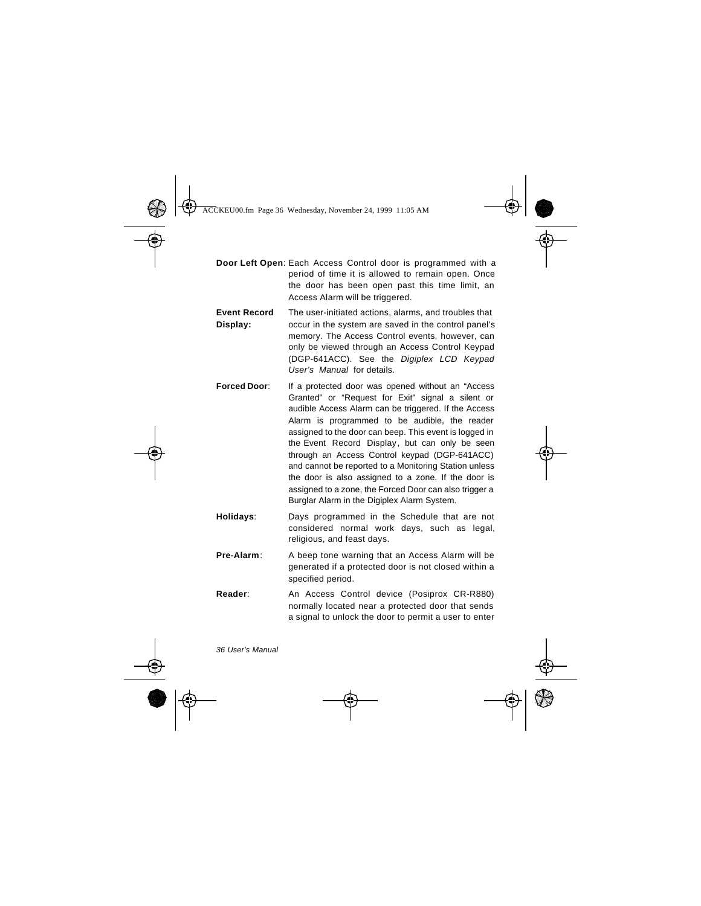**Door Left Open**: Each Access Control door is programmed with a period of time it is allowed to remain open. Once the door has been open past this time limit, an Access Alarm will be triggered.

**Event Record Display:** The user-initiated actions, alarms, and troubles that occur in the system are saved in the control panel's memory. The Access Control events, however, can only be viewed through an Access Control Keypad (DGP-641ACC). See the *Digiplex LCD Keypad User's Manual* for details.

**Forced Door**: If a protected door was opened without an "Access Granted" or "Request for Exit" signal a silent or audible Access Alarm can be triggered. If the Access Alarm is programmed to be audible, the reader assigned to the door can beep. This event is logged in the Event Record Display, but can only be seen through an Access Control keypad (DGP-641ACC) and cannot be reported to a Monitoring Station unless the door is also assigned to a zone. If the door is assigned to a zone, the Forced Door can also trigger a Burglar Alarm in the Digiplex Alarm System.

**Holidays**: Days programmed in the Schedule that are not considered normal work days, such as legal, religious, and feast days.

**Pre-Alarm**: A beep tone warning that an Access Alarm will be generated if a protected door is not closed within a specified period.

**Reader**: An Access Control device (Posiprox CR-R880) normally located near a protected door that sends a signal to unlock the door to permit a user to enter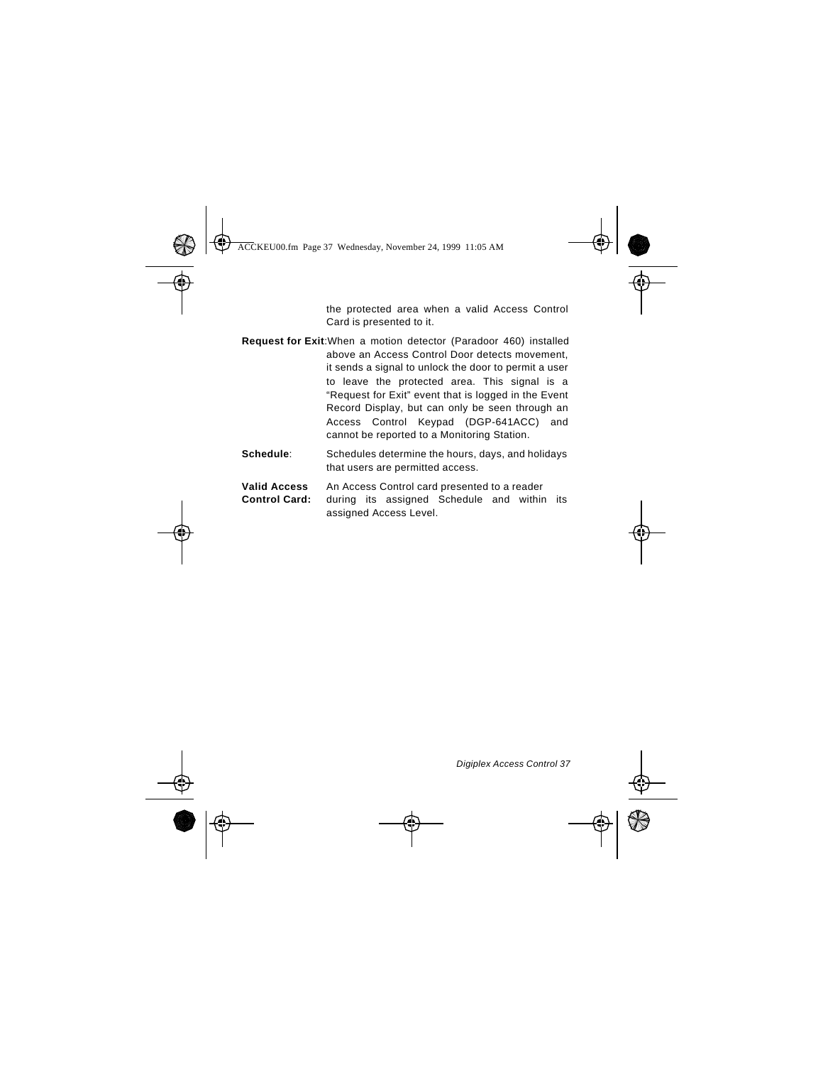the protected area when a valid Access Control Card is presented to it.

**Request for Exit**: When a motion detector (Paradoor 460) installed above an Access Control Door detects movement, it sends a signal to unlock the door to permit a user to leave the protected area. This signal is a "Request for Exit" event that is logged in the Event Record Display, but can only be seen through an Access Control Keypad (DGP-641ACC) and cannot be reported to a Monitoring Station.

**Schedule**: Schedules determine the hours, days, and holidays that users are permitted access.

**Valid Access Control Card:** An Access Control card presented to a reader during its assigned Schedule and within its assigned Access Level.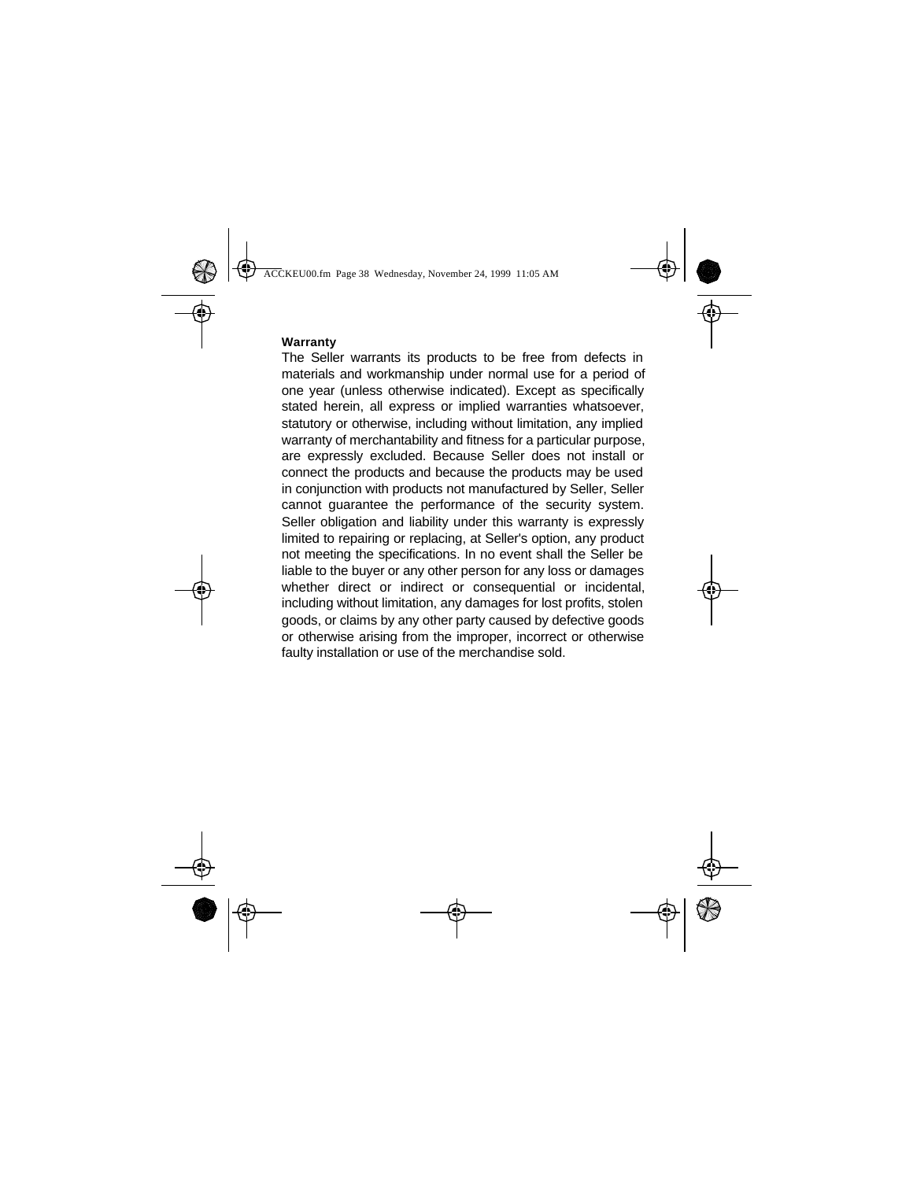**Warranty**

The Seller warrants its products to be free from defects in materials and workmanship under normal use for a period of one year (unless otherwise indicated). Except as specifically stated herein, all express or implied warranties whatsoever, statutory or otherwise, including without limitation, any implied warranty of merchantability and fitness for a particular purpose, are expressly excluded. Because Seller does not install or connect the products and because the products may be used in conjunction with products not manufactured by Seller, Seller cannot guarantee the performance of the security system. Seller obligation and liability under this warranty is expressly limited to repairing or replacing, at Seller's option, any product not meeting the specifications. In no event shall the Seller be liable to the buyer or any other person for any loss or damages whether direct or indirect or consequential or incidental, including without limitation, any damages for lost profits, stolen goods, or claims by any other party caused by defective goods or otherwise arising from the improper, incorrect or otherwise faulty installation or use of the merchandise sold.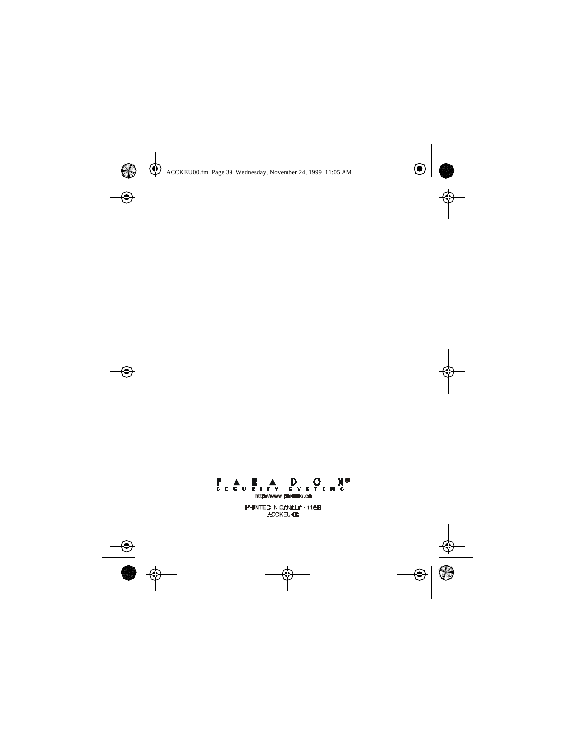PARADOX®
SECURITY SYSTEMS
http://www.paradox.ca

PRINTED IN CANADA - 11/99
ACCKEU-05